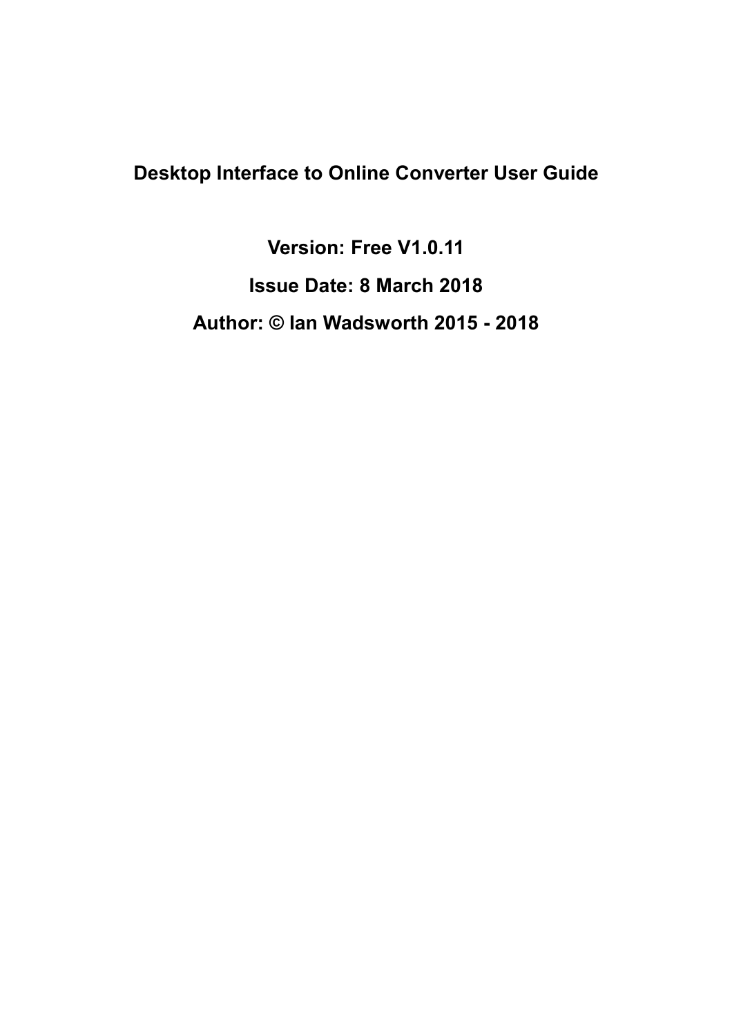# Desktop Interface to Online Converter User Guide

**Version: Free V1.0.11**

**Issue Date: 8 March 2018**

**Author: © Ian Wadsworth 2015 - 2018**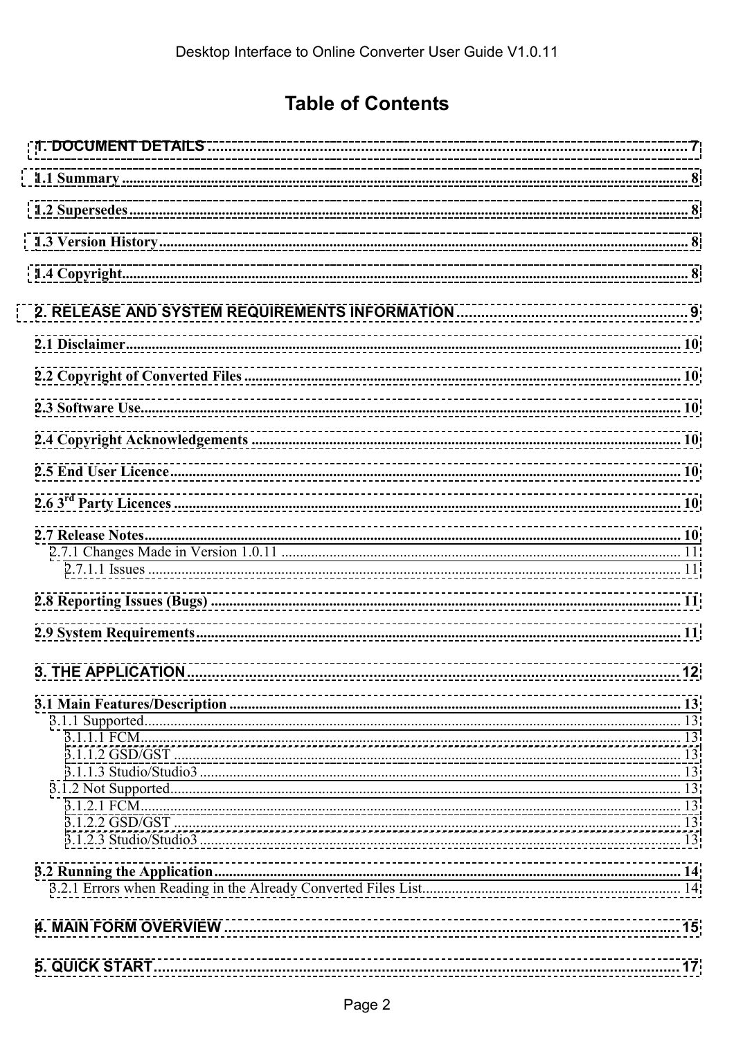# Table of Contents

**1. DOCUMENT DETAILS** .......... 7

**1.1 Summary** .......... 8

**1.2 Supersedes** .......... 8

**1.3 Version History** .......... 8

**1.4 Copyright** .......... 8

**2. RELEASE AND SYSTEM REQUIREMENTS INFORMATION** .......... 9

**2.1 Disclaimer** .......... 10

**2.2 Copyright of Converted Files** .......... 10

**2.3 Software Use** .......... 10

**2.4 Copyright Acknowledgements** .......... 10

**2.5 End User Licence** .......... 10

**2.6 3rd Party Licences** .......... 10

**2.7 Release Notes** .......... 10
- 2.7.1 Changes Made in Version 1.0.11 .......... 11
  - 2.7.1.1 Issues .......... 11

**2.8 Reporting Issues (Bugs)** .......... 11

**2.9 System Requirements** .......... 11

**3. THE APPLICATION** .......... 12

**3.1 Main Features/Description** .......... 13
- 3.1.1 Supported .......... 13
  - 3.1.1.1 FCM .......... 13
  - 3.1.1.2 GSD/GST .......... 13
  - 3.1.1.3 Studio/Studio3 .......... 13
- 3.1.2 Not Supported .......... 13
  - 3.1.2.1 FCM .......... 13
  - 3.1.2.2 GSD/GST .......... 13
  - 3.1.2.3 Studio/Studio3 .......... 13

**3.2 Running the Application** .......... 14
- 3.2.1 Errors when Reading in the Already Converted Files List .......... 14

**4. MAIN FORM OVERVIEW** .......... 15

**5. QUICK START** .......... 17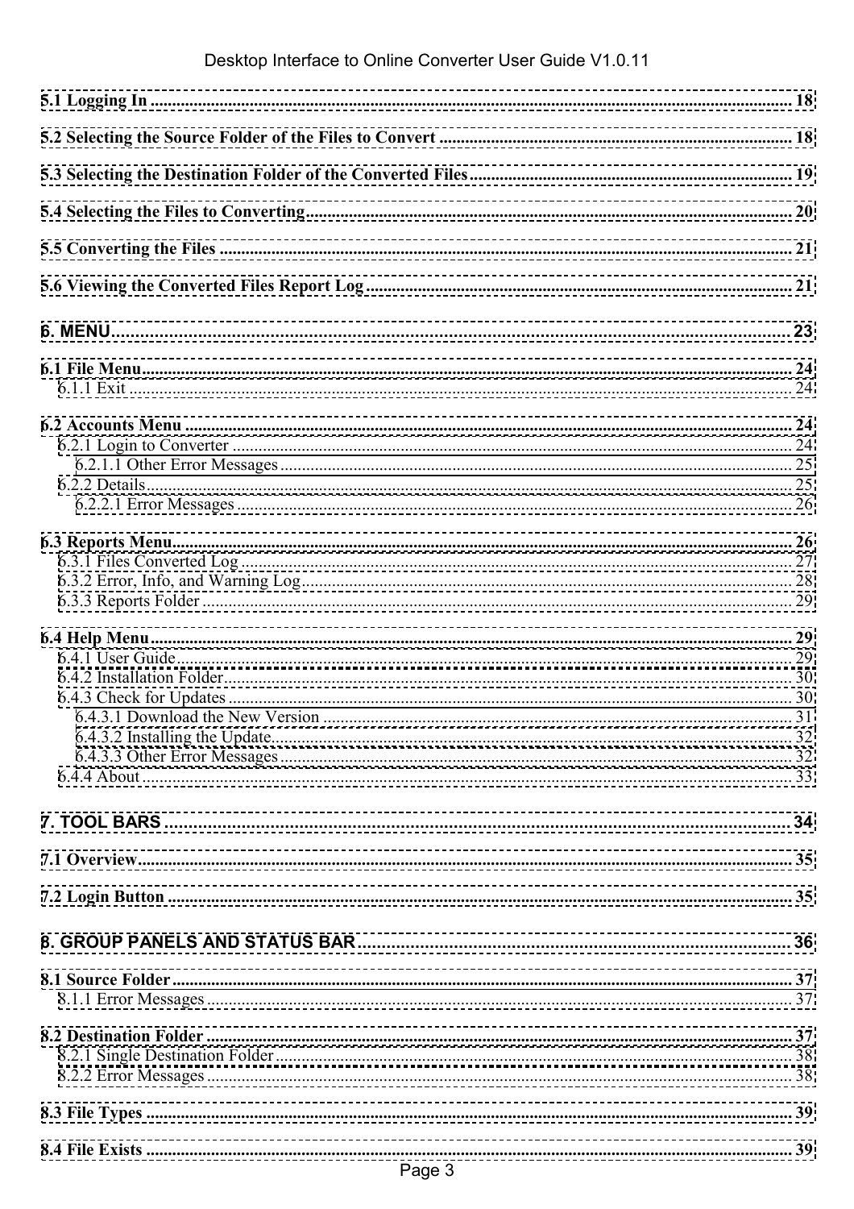5.1 Logging In .................................................................................................................................................. 18

5.2 Selecting the Source Folder of the Files to Convert .................................................................................. 18

5.3 Selecting the Destination Folder of the Converted Files ........................................................................... 19

5.4 Selecting the Files to Converting ................................................................................................................. 20

5.5 Converting the Files ....................................................................................................................................... 21

5.6 Viewing the Converted Files Report Log ...................................................................................................... 21

6. MENU ................................................................................................................................................................ 23

6.1 File Menu .......................................................................................................................................................... 24
- 6.1.1 Exit ............................................................................................................................................................ 24

6.2 Accounts Menu ............................................................................................................................................... 24
- 6.2.1 Login to Converter .................................................................................................................................... 24
  - 6.2.1.1 Other Error Messages ........................................................................................................................ 25
- 6.2.2 Details ........................................................................................................................................................ 25
  - 6.2.2.1 Error Messages .................................................................................................................................. 26

6.3 Reports Menu ................................................................................................................................................... 26
- 6.3.1 Files Converted Log .................................................................................................................................. 27
- 6.3.2 Error, Info, and Warning Log .................................................................................................................... 28
- 6.3.3 Reports Folder ........................................................................................................................................... 29

6.4 Help Menu ........................................................................................................................................................ 29
- 6.4.1 User Guide ................................................................................................................................................ 29
- 6.4.2 Installation Folder ...................................................................................................................................... 30
- 6.4.3 Check for Updates .................................................................................................................................... 30
  - 6.4.3.1 Download the New Version ............................................................................................................... 31
  - 6.4.3.2 Installing the Update ........................................................................................................................... 32
  - 6.4.3.3 Other Error Messages ........................................................................................................................ 32
- 6.4.4 About .......................................................................................................................................................... 33

7. TOOL BARS ........................................................................................................................................................ 34

7.1 Overview ........................................................................................................................................................... 35

7.2 Login Button ..................................................................................................................................................... 35

8. GROUP PANELS AND STATUS BAR ............................................................................................................... 36

8.1 Source Folder ................................................................................................................................................... 37
- 8.1.1 Error Messages ......................................................................................................................................... 37

8.2 Destination Folder ............................................................................................................................................ 37
- 8.2.1 Single Destination Folder ......................................................................................................................... 38
- 8.2.2 Error Messages ......................................................................................................................................... 38

8.3 File Types .......................................................................................................................................................... 39

8.4 File Exists .......................................................................................................................................................... 39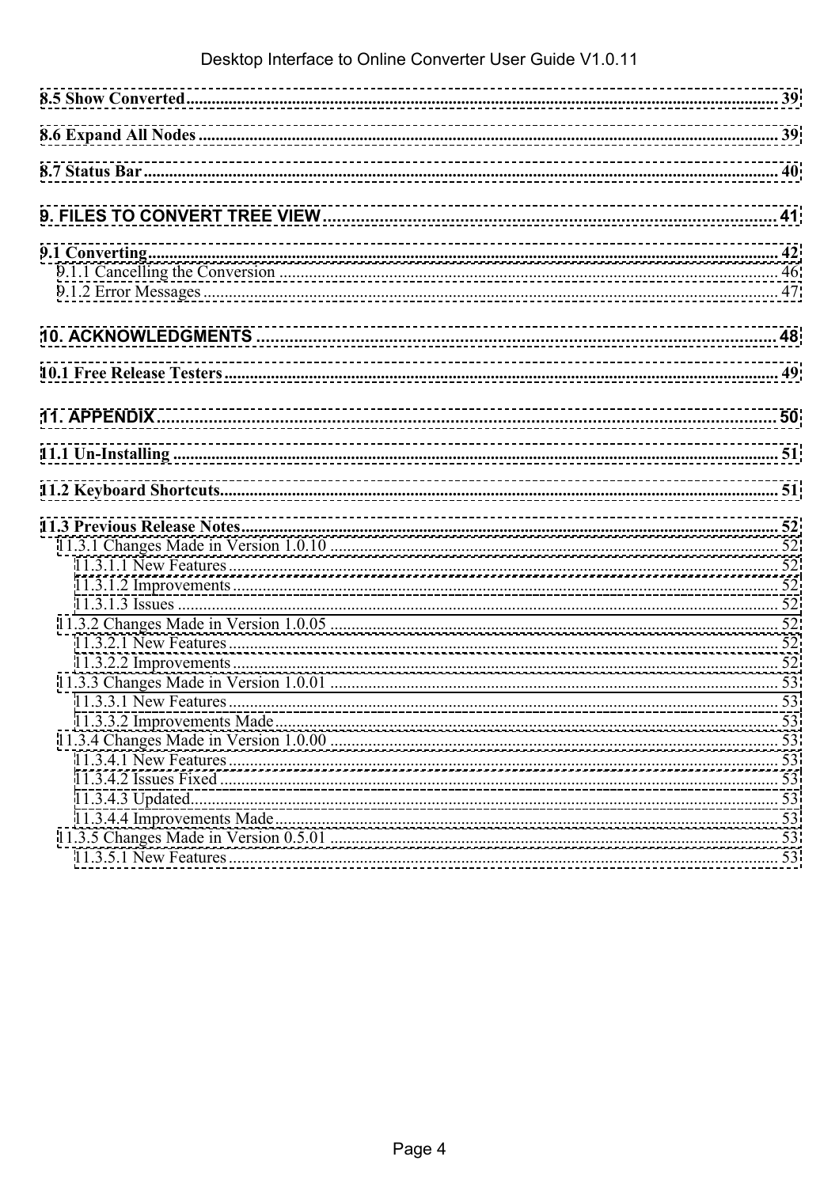8.5 Show Converted ........................................................................................................ 39

8.6 Expand All Nodes ........................................................................................................ 39

8.7 Status Bar ........................................................................................................ 40

9. FILES TO CONVERT TREE VIEW ........................................................................................................ 41

9.1 Converting ........................................................................................................ 42
- 9.1.1 Cancelling the Conversion ........................................................................................................ 46
- 9.1.2 Error Messages ........................................................................................................ 47

10. ACKNOWLEDGMENTS ........................................................................................................ 48

10.1 Free Release Testers ........................................................................................................ 49

11. APPENDIX ........................................................................................................ 50

11.1 Un-Installing ........................................................................................................ 51

11.2 Keyboard Shortcuts ........................................................................................................ 51

11.3 Previous Release Notes ........................................................................................................ 52
- 11.3.1 Changes Made in Version 1.0.10 ........................................................................................................ 52
  - 11.3.1.1 New Features ........................................................................................................ 52
  - 11.3.1.2 Improvements ........................................................................................................ 52
  - 11.3.1.3 Issues ........................................................................................................ 52
- 11.3.2 Changes Made in Version 1.0.05 ........................................................................................................ 52
  - 11.3.2.1 New Features ........................................................................................................ 52
  - 11.3.2.2 Improvements ........................................................................................................ 52
- 11.3.3 Changes Made in Version 1.0.01 ........................................................................................................ 53
  - 11.3.3.1 New Features ........................................................................................................ 53
  - 11.3.3.2 Improvements Made ........................................................................................................ 53
- 11.3.4 Changes Made in Version 1.0.00 ........................................................................................................ 53
  - 11.3.4.1 New Features ........................................................................................................ 53
  - 11.3.4.2 Issues Fixed ........................................................................................................ 53
  - 11.3.4.3 Updated ........................................................................................................ 53
  - 11.3.4.4 Improvements Made ........................................................................................................ 53
- 11.3.5 Changes Made in Version 0.5.01 ........................................................................................................ 53
  - 11.3.5.1 New Features ........................................................................................................ 53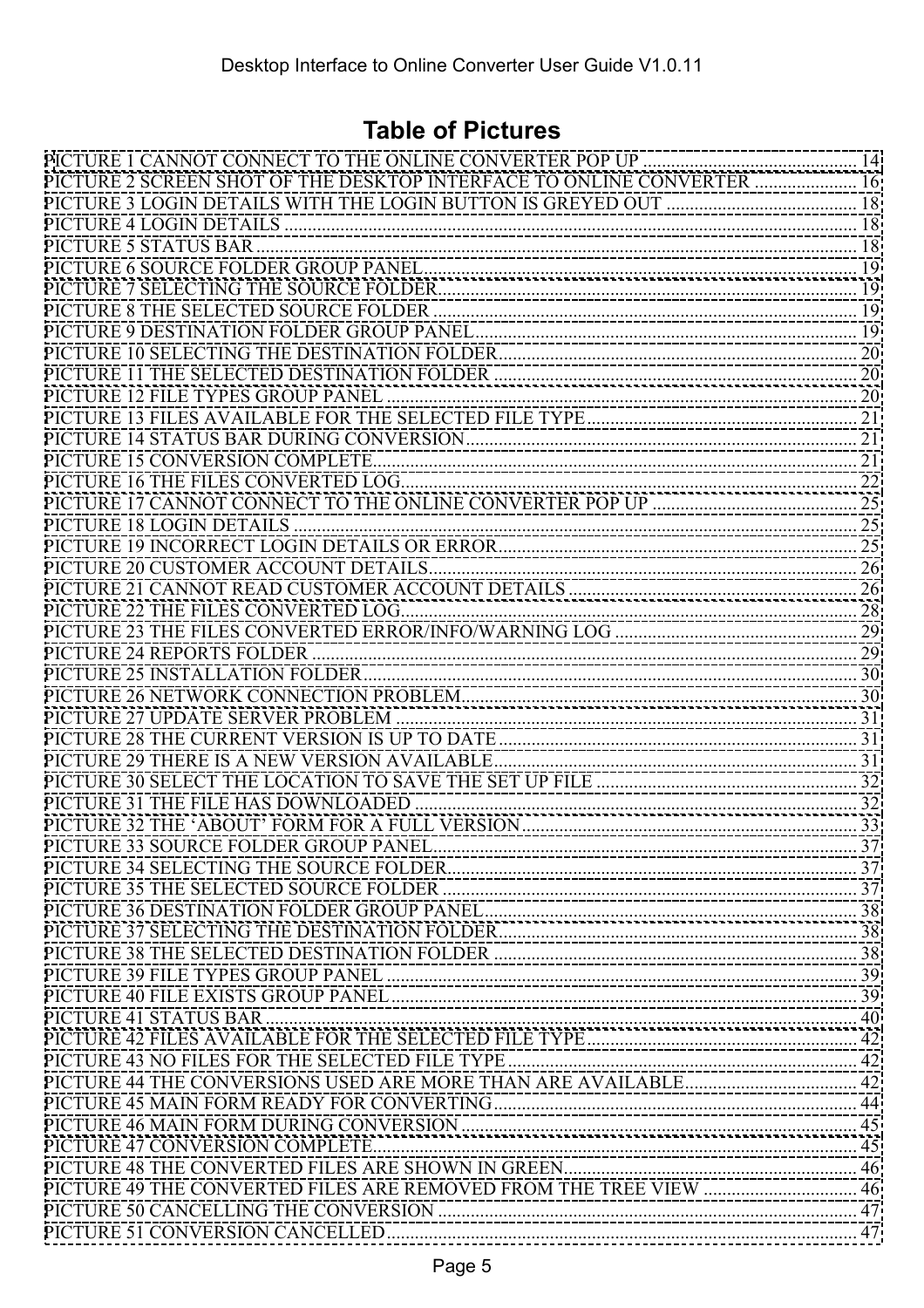# Table of Pictures

PICTURE 1 CANNOT CONNECT TO THE ONLINE CONVERTER POP UP ... 14
PICTURE 2 SCREEN SHOT OF THE DESKTOP INTERFACE TO ONLINE CONVERTER ... 16
PICTURE 3 LOGIN DETAILS WITH THE LOGIN BUTTON IS GREYED OUT ... 18
PICTURE 4 LOGIN DETAILS ... 18
PICTURE 5 STATUS BAR ... 18
PICTURE 6 SOURCE FOLDER GROUP PANEL ... 19
PICTURE 7 SELECTING THE SOURCE FOLDER ... 19
PICTURE 8 THE SELECTED SOURCE FOLDER ... 19
PICTURE 9 DESTINATION FOLDER GROUP PANEL ... 19
PICTURE 10 SELECTING THE DESTINATION FOLDER ... 20
PICTURE 11 THE SELECTED DESTINATION FOLDER ... 20
PICTURE 12 FILE TYPES GROUP PANEL ... 20
PICTURE 13 FILES AVAILABLE FOR THE SELECTED FILE TYPE ... 21
PICTURE 14 STATUS BAR DURING CONVERSION ... 21
PICTURE 15 CONVERSION COMPLETE ... 21
PICTURE 16 THE FILES CONVERTED LOG ... 22
PICTURE 17 CANNOT CONNECT TO THE ONLINE CONVERTER POP UP ... 25
PICTURE 18 LOGIN DETAILS ... 25
PICTURE 19 INCORRECT LOGIN DETAILS OR ERROR ... 25
PICTURE 20 CUSTOMER ACCOUNT DETAILS ... 26
PICTURE 21 CANNOT READ CUSTOMER ACCOUNT DETAILS ... 26
PICTURE 22 THE FILES CONVERTED LOG ... 28
PICTURE 23 THE FILES CONVERTED ERROR/INFO/WARNING LOG ... 29
PICTURE 24 REPORTS FOLDER ... 29
PICTURE 25 INSTALLATION FOLDER ... 30
PICTURE 26 NETWORK CONNECTION PROBLEM ... 30
PICTURE 27 UPDATE SERVER PROBLEM ... 31
PICTURE 28 THE CURRENT VERSION IS UP TO DATE ... 31
PICTURE 29 THERE IS A NEW VERSION AVAILABLE ... 31
PICTURE 30 SELECT THE LOCATION TO SAVE THE SET UP FILE ... 32
PICTURE 31 THE FILE HAS DOWNLOADED ... 32
PICTURE 32 THE 'ABOUT' FORM FOR A FULL VERSION ... 33
PICTURE 33 SOURCE FOLDER GROUP PANEL ... 37
PICTURE 34 SELECTING THE SOURCE FOLDER ... 37
PICTURE 35 THE SELECTED SOURCE FOLDER ... 37
PICTURE 36 DESTINATION FOLDER GROUP PANEL ... 38
PICTURE 37 SELECTING THE DESTINATION FOLDER ... 38
PICTURE 38 THE SELECTED DESTINATION FOLDER ... 38
PICTURE 39 FILE TYPES GROUP PANEL ... 39
PICTURE 40 FILE EXISTS GROUP PANEL ... 39
PICTURE 41 STATUS BAR ... 40
PICTURE 42 FILES AVAILABLE FOR THE SELECTED FILE TYPE ... 42
PICTURE 43 NO FILES FOR THE SELECTED FILE TYPE ... 42
PICTURE 44 THE CONVERSIONS USED ARE MORE THAN ARE AVAILABLE ... 42
PICTURE 45 MAIN FORM READY FOR CONVERTING ... 44
PICTURE 46 MAIN FORM DURING CONVERSION ... 45
PICTURE 47 CONVERSION COMPLETE ... 45
PICTURE 48 THE CONVERTED FILES ARE SHOWN IN GREEN ... 46
PICTURE 49 THE CONVERTED FILES ARE REMOVED FROM THE TREE VIEW ... 46
PICTURE 50 CANCELLING THE CONVERSION ... 47
PICTURE 51 CONVERSION CANCELLED ... 47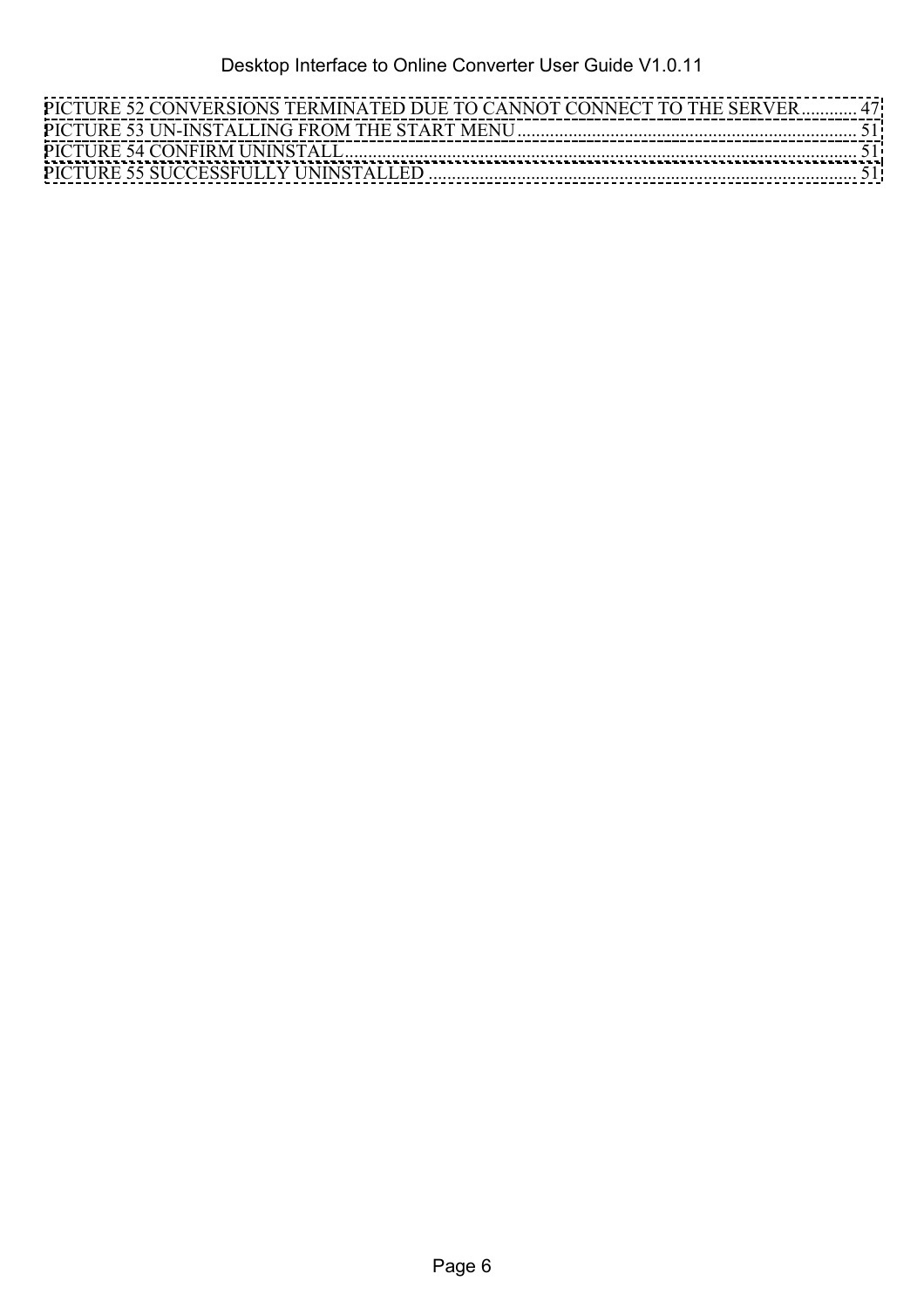PICTURE 52 CONVERSIONS TERMINATED DUE TO CANNOT CONNECT TO THE SERVER ........... 47
PICTURE 53 UN-INSTALLING FROM THE START MENU ........................................................................ 51
PICTURE 54 CONFIRM UNINSTALL ................................................................................................... 51
PICTURE 55 SUCCESSFULLY UNINSTALLED .................................................................................... 51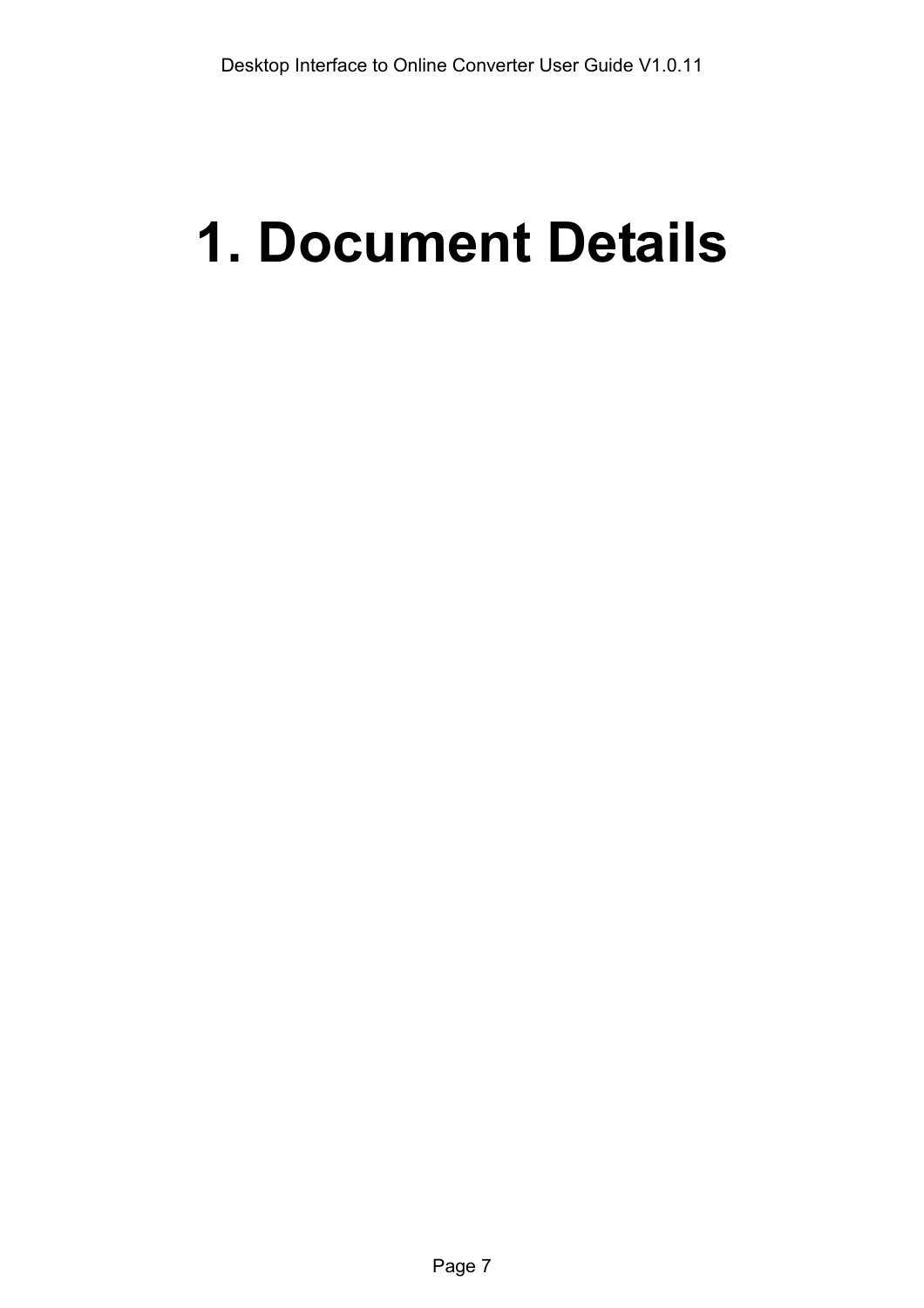# 1. Document Details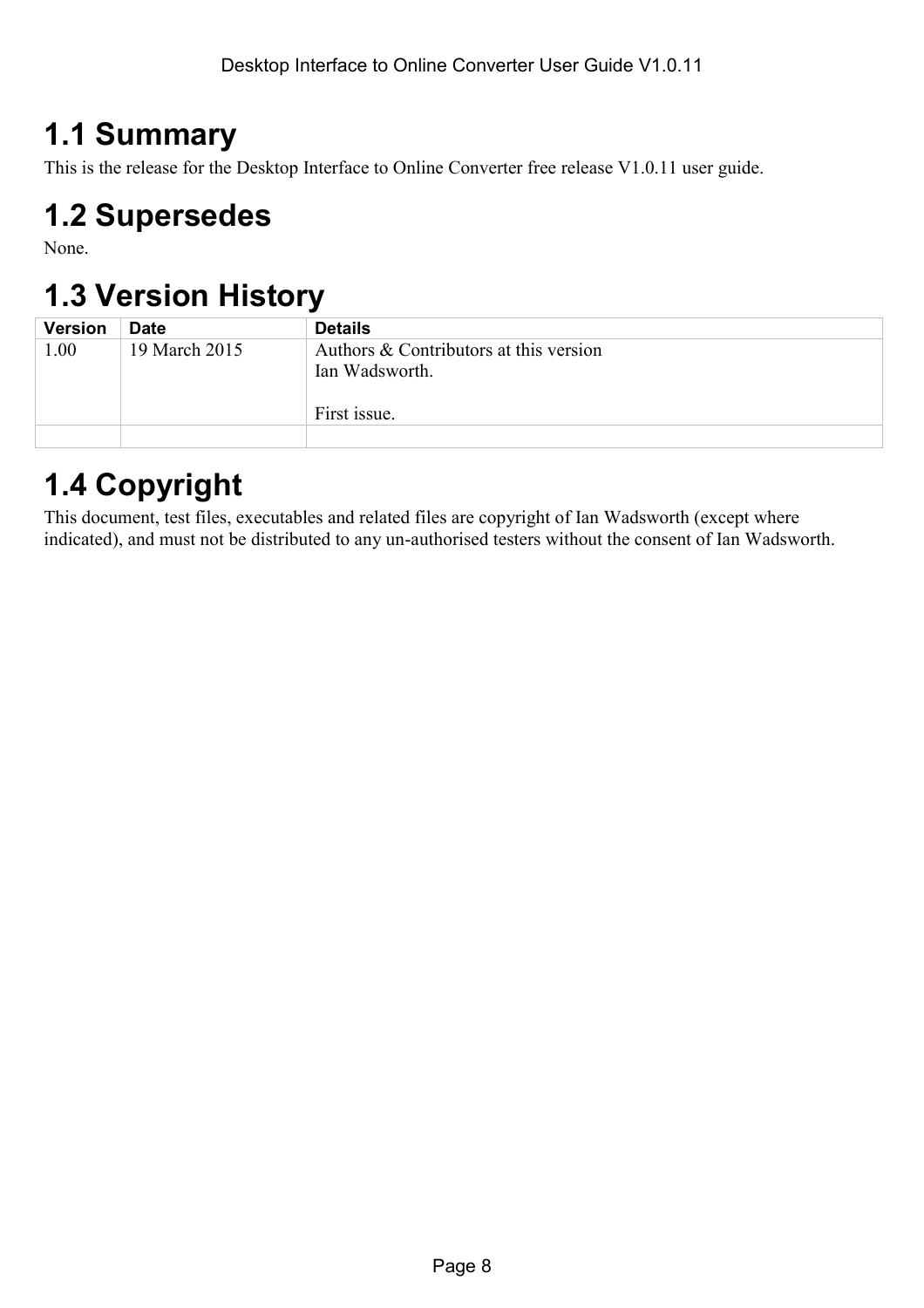## 1.1 Summary

This is the release for the Desktop Interface to Online Converter free release V1.0.11 user guide.

## 1.2 Supersedes

None.

## 1.3 Version History

| Version | Date | Details |
|---|---|---|
| 1.00 | 19 March 2015 | Authors & Contributors at this version<br>Ian Wadsworth.<br><br>First issue. |
| | | |

## 1.4 Copyright

This document, test files, executables and related files are copyright of Ian Wadsworth (except where indicated), and must not be distributed to any un-authorised testers without the consent of Ian Wadsworth.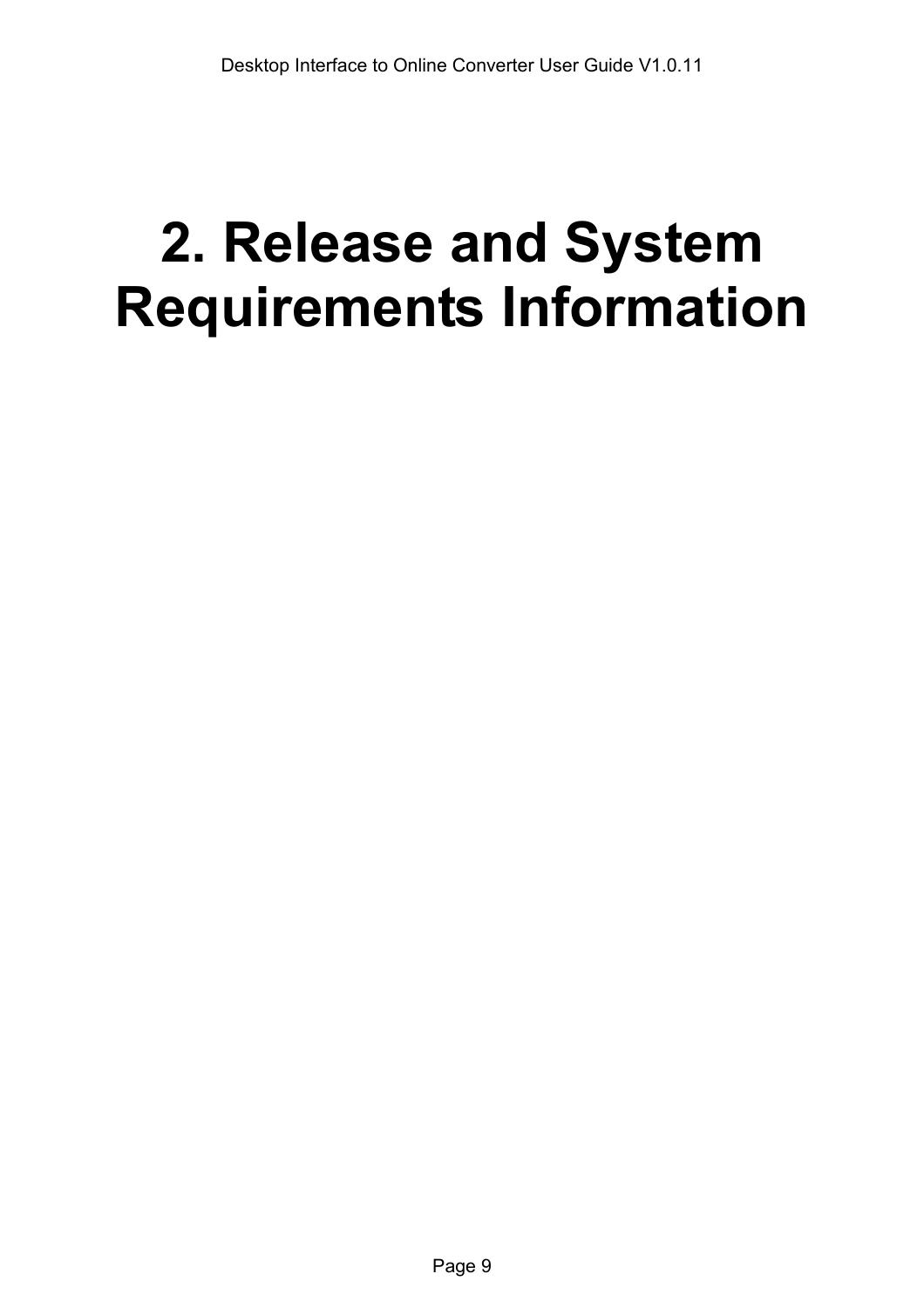# 2. Release and System Requirements Information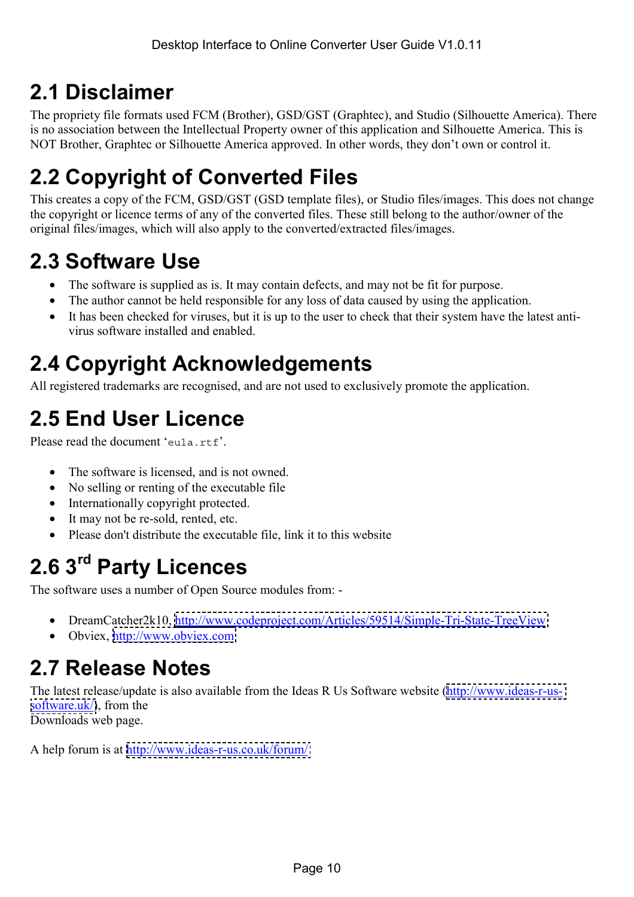## 2.1 Disclaimer

The propriety file formats used FCM (Brother), GSD/GST (Graphtec), and Studio (Silhouette America). There is no association between the Intellectual Property owner of this application and Silhouette America. This is NOT Brother, Graphtec or Silhouette America approved. In other words, they don't own or control it.

## 2.2 Copyright of Converted Files

This creates a copy of the FCM, GSD/GST (GSD template files), or Studio files/images. This does not change the copyright or licence terms of any of the converted files. These still belong to the author/owner of the original files/images, which will also apply to the converted/extracted files/images.

## 2.3 Software Use

- The software is supplied as is. It may contain defects, and may not be fit for purpose.
- The author cannot be held responsible for any loss of data caused by using the application.
- It has been checked for viruses, but it is up to the user to check that their system have the latest anti-virus software installed and enabled.

## 2.4 Copyright Acknowledgements

All registered trademarks are recognised, and are not used to exclusively promote the application.

## 2.5 End User Licence

Please read the document '`eula.rtf`'.

- The software is licensed, and is not owned.
- No selling or renting of the executable file
- Internationally copyright protected.
- It may not be re-sold, rented, etc.
- Please don't distribute the executable file, link it to this website

## 2.6 3rd Party Licences

The software uses a number of Open Source modules from: -

- DreamCatcher2k10, http://www.codeproject.com/Articles/59514/Simple-Tri-State-TreeView
- Obviex, http://www.obviex.com

## 2.7 Release Notes

The latest release/update is also available from the Ideas R Us Software website (http://www.ideas-r-us-software.uk/), from the Downloads web page.

A help forum is at http://www.ideas-r-us.co.uk/forum/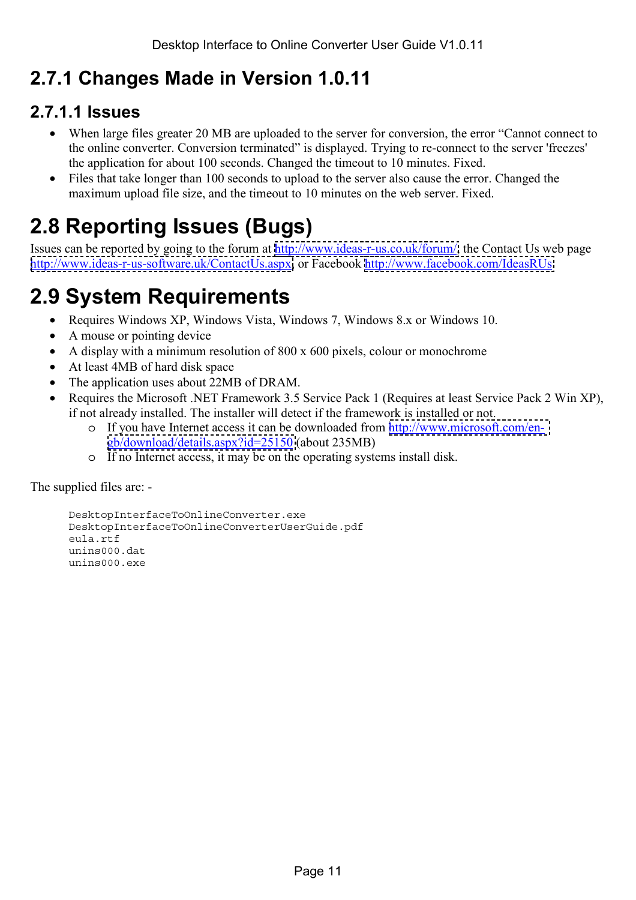### 2.7.1 Changes Made in Version 1.0.11

#### 2.7.1.1 Issues

- When large files greater 20 MB are uploaded to the server for conversion, the error “Cannot connect to the online converter. Conversion terminated” is displayed. Trying to re-connect to the server 'freezes' the application for about 100 seconds. Changed the timeout to 10 minutes. Fixed.
- Files that take longer than 100 seconds to upload to the server also cause the error. Changed the maximum upload file size, and the timeout to 10 minutes on the web server. Fixed.

## 2.8 Reporting Issues (Bugs)

Issues can be reported by going to the forum at http://www.ideas-r-us.co.uk/forum/, the Contact Us web page http://www.ideas-r-us-software.uk/ContactUs.aspx, or Facebook http://www.facebook.com/IdeasRUs.

## 2.9 System Requirements

- Requires Windows XP, Windows Vista, Windows 7, Windows 8.x or Windows 10.
- A mouse or pointing device
- A display with a minimum resolution of 800 x 600 pixels, colour or monochrome
- At least 4MB of hard disk space
- The application uses about 22MB of DRAM.
- Requires the Microsoft .NET Framework 3.5 Service Pack 1 (Requires at least Service Pack 2 Win XP), if not already installed. The installer will detect if the framework is installed or not.
  - If you have Internet access it can be downloaded from http://www.microsoft.com/en-gb/download/details.aspx?id=25150 (about 235MB)
  - If no Internet access, it may be on the operating systems install disk.

The supplied files are: -

```
DesktopInterfaceToOnlineConverter.exe
DesktopInterfaceToOnlineConverterUserGuide.pdf
eula.rtf
unins000.dat
unins000.exe
```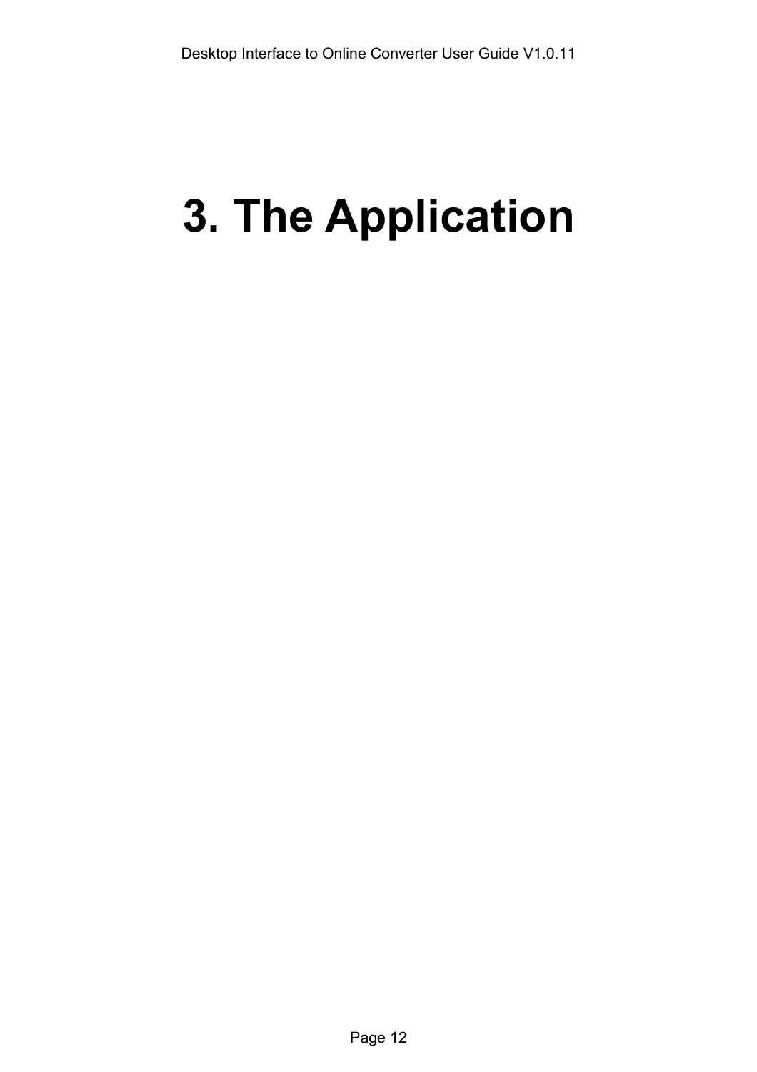# 3. The Application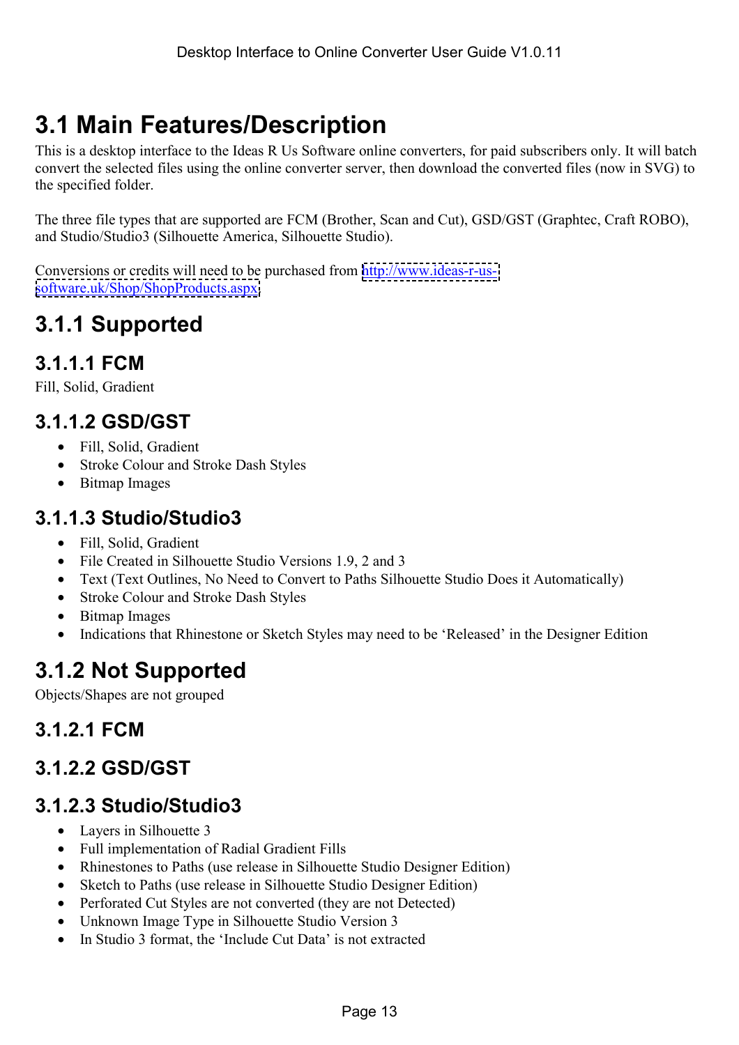# 3.1 Main Features/Description

This is a desktop interface to the Ideas R Us Software online converters, for paid subscribers only. It will batch convert the selected files using the online converter server, then download the converted files (now in SVG) to the specified folder.

The three file types that are supported are FCM (Brother, Scan and Cut), GSD/GST (Graphtec, Craft ROBO), and Studio/Studio3 (Silhouette America, Silhouette Studio).

Conversions or credits will need to be purchased from [http://www.ideas-r-us-software.uk/Shop/ShopProducts.aspx](http://www.ideas-r-us-software.uk/Shop/ShopProducts.aspx)

## 3.1.1 Supported

### 3.1.1.1 FCM

Fill, Solid, Gradient

### 3.1.1.2 GSD/GST

- Fill, Solid, Gradient
- Stroke Colour and Stroke Dash Styles
- Bitmap Images

### 3.1.1.3 Studio/Studio3

- Fill, Solid, Gradient
- File Created in Silhouette Studio Versions 1.9, 2 and 3
- Text (Text Outlines, No Need to Convert to Paths Silhouette Studio Does it Automatically)
- Stroke Colour and Stroke Dash Styles
- Bitmap Images
- Indications that Rhinestone or Sketch Styles may need to be 'Released' in the Designer Edition

## 3.1.2 Not Supported

Objects/Shapes are not grouped

### 3.1.2.1 FCM

### 3.1.2.2 GSD/GST

### 3.1.2.3 Studio/Studio3

- Layers in Silhouette 3
- Full implementation of Radial Gradient Fills
- Rhinestones to Paths (use release in Silhouette Studio Designer Edition)
- Sketch to Paths (use release in Silhouette Studio Designer Edition)
- Perforated Cut Styles are not converted (they are not Detected)
- Unknown Image Type in Silhouette Studio Version 3
- In Studio 3 format, the 'Include Cut Data' is not extracted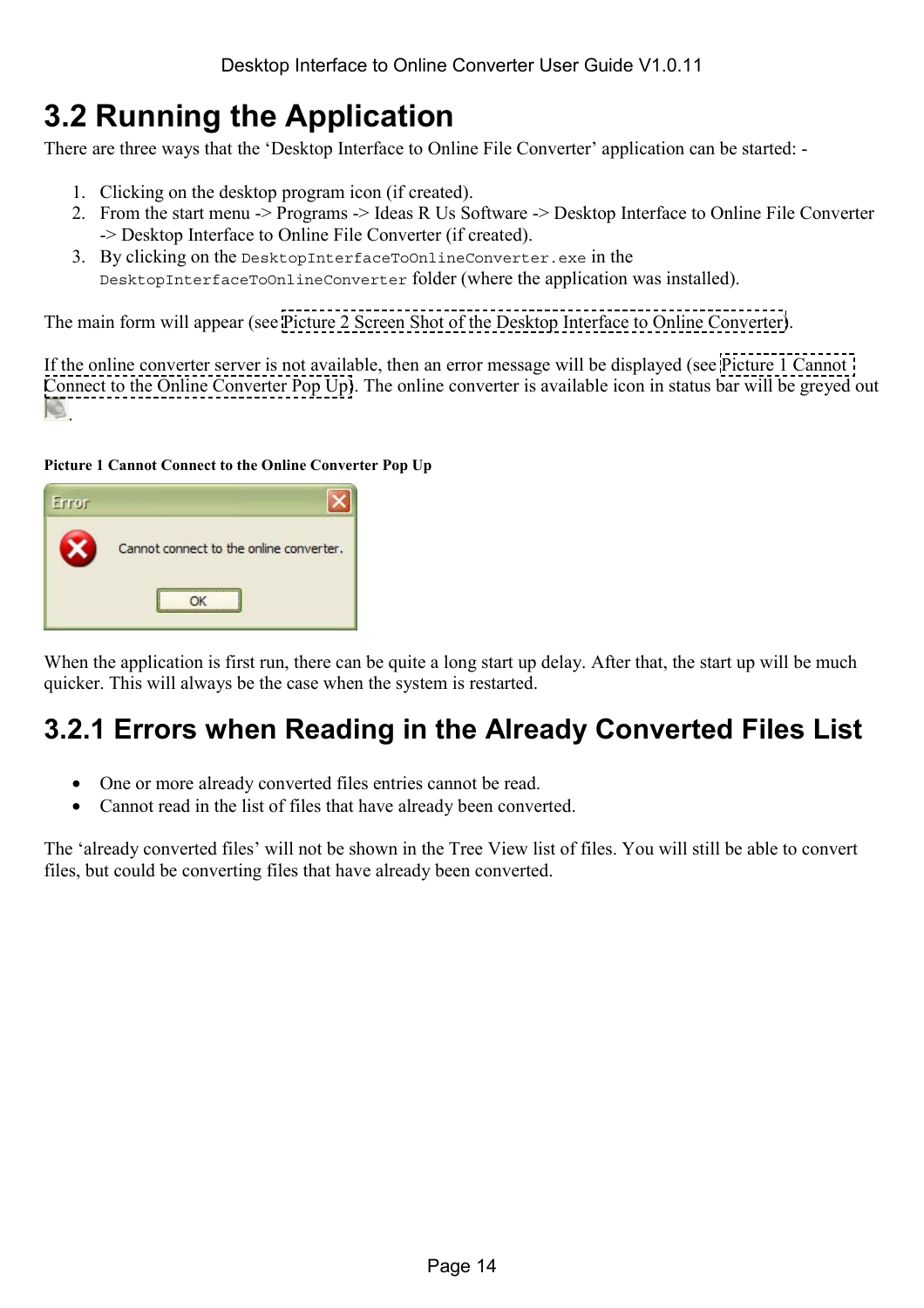## 3.2 Running the Application

There are three ways that the 'Desktop Interface to Online File Converter' application can be started: -

1. Clicking on the desktop program icon (if created).
2. From the start menu -> Programs -> Ideas R Us Software -> Desktop Interface to Online File Converter -> Desktop Interface to Online File Converter (if created).
3. By clicking on the `DesktopInterfaceToOnlineConverter.exe` in the `DesktopInterfaceToOnlineConverter` folder (where the application was installed).

The main form will appear (see Picture 2 Screen Shot of the Desktop Interface to Online Converter).

If the online converter server is not available, then an error message will be displayed (see Picture 1 Cannot Connect to the Online Converter Pop Up). The online converter is available icon in status bar will be greyed out .

**Picture 1 Cannot Connect to the Online Converter Pop Up**

When the application is first run, there can be quite a long start up delay. After that, the start up will be much quicker. This will always be the case when the system is restarted.

### 3.2.1 Errors when Reading in the Already Converted Files List

- One or more already converted files entries cannot be read.
- Cannot read in the list of files that have already been converted.

The 'already converted files' will not be shown in the Tree View list of files. You will still be able to convert files, but could be converting files that have already been converted.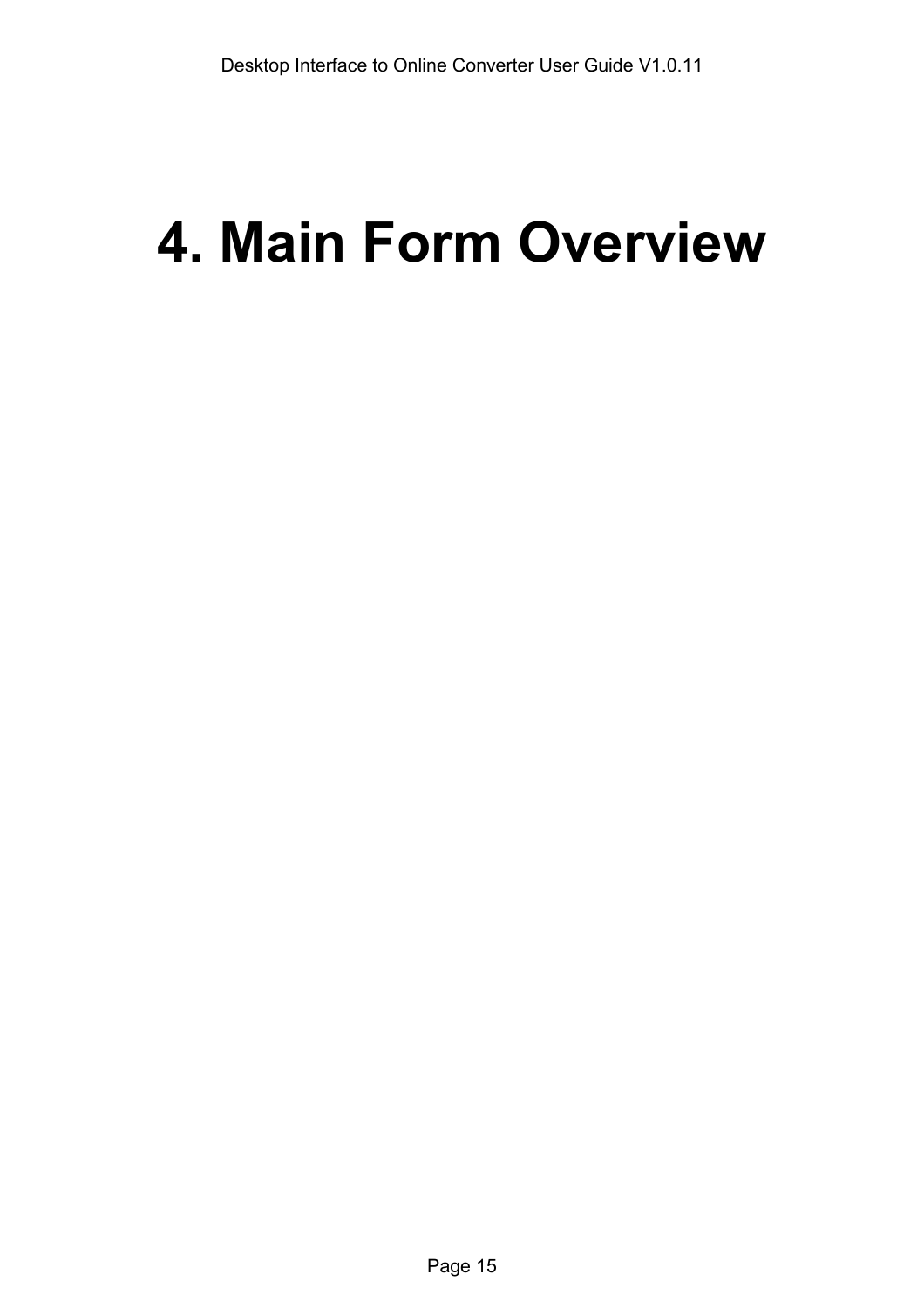# 4. Main Form Overview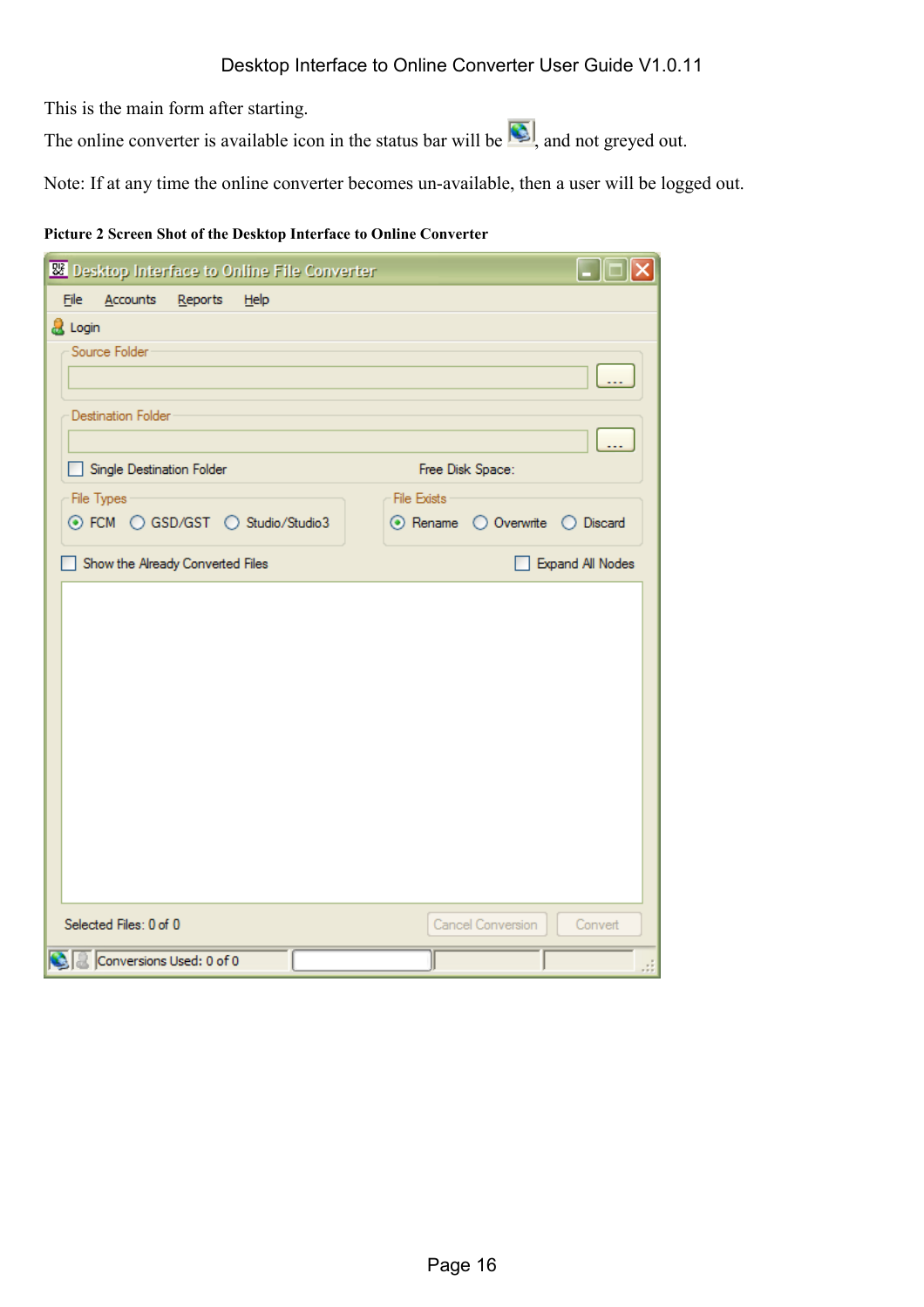This is the main form after starting.

The online converter is available icon in the status bar will be , and not greyed out.

Note: If at any time the online converter becomes un-available, then a user will be logged out.

**Picture 2 Screen Shot of the Desktop Interface to Online Converter**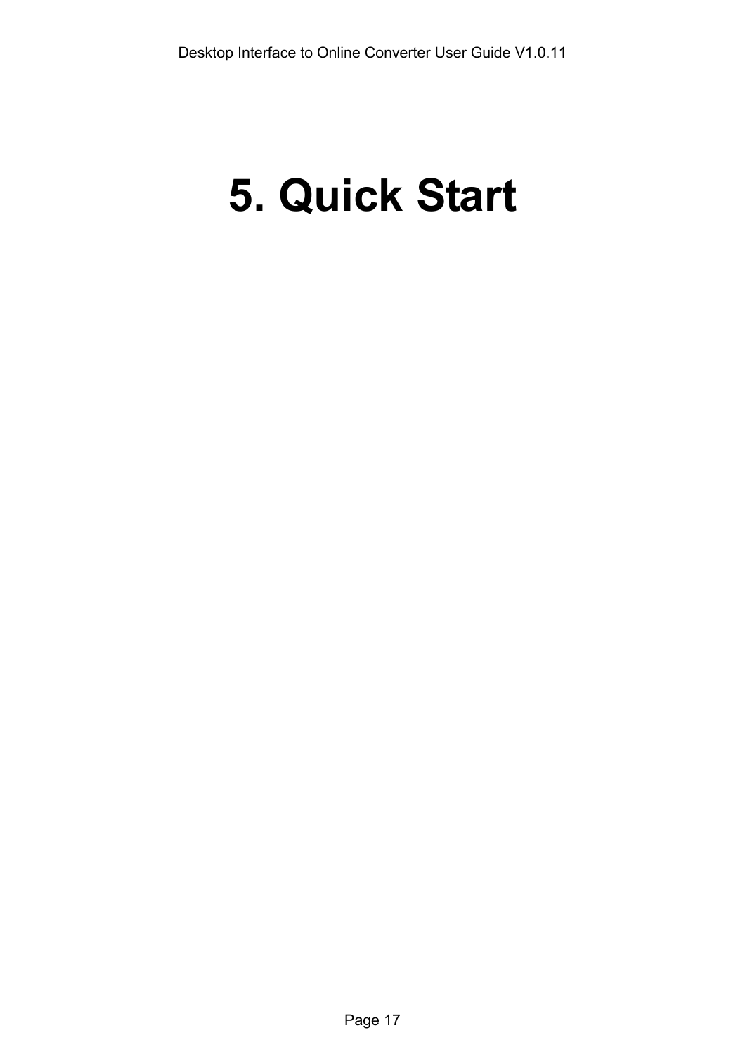# 5. Quick Start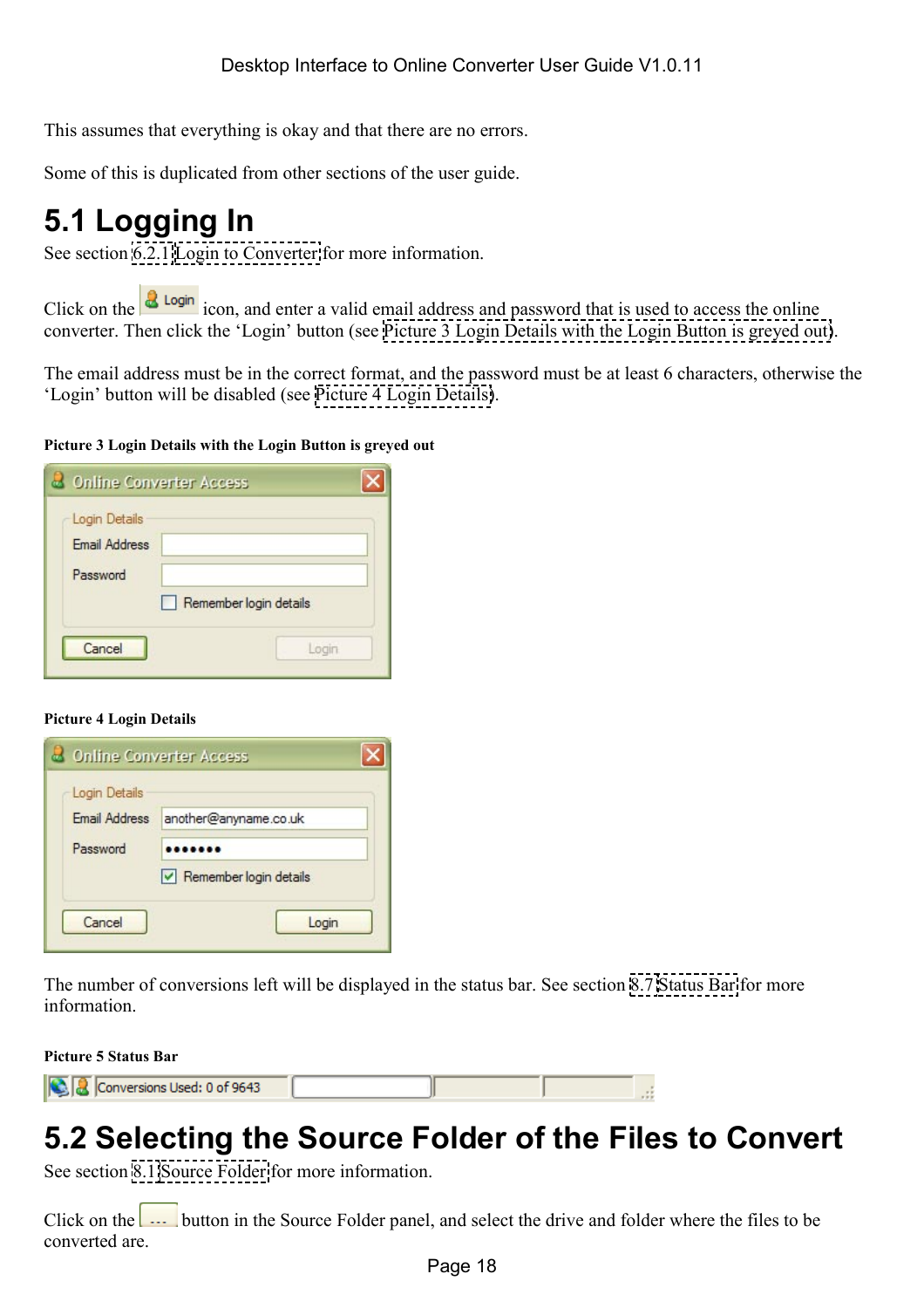This assumes that everything is okay and that there are no errors.

Some of this is duplicated from other sections of the user guide.

# 5.1 Logging In

See section 6.2.1 Login to Converter for more information.

Click on the Login icon, and enter a valid email address and password that is used to access the online converter. Then click the 'Login' button (see Picture 3 Login Details with the Login Button is greyed out).

The email address must be in the correct format, and the password must be at least 6 characters, otherwise the 'Login' button will be disabled (see Picture 4 Login Details).

**Picture 3 Login Details with the Login Button is greyed out**

**Picture 4 Login Details**

The number of conversions left will be displayed in the status bar. See section 8.7 Status Bar for more information.

**Picture 5 Status Bar**

# 5.2 Selecting the Source Folder of the Files to Convert

See section 8.1 Source Folder for more information.

Click on the ... button in the Source Folder panel, and select the drive and folder where the files to be converted are.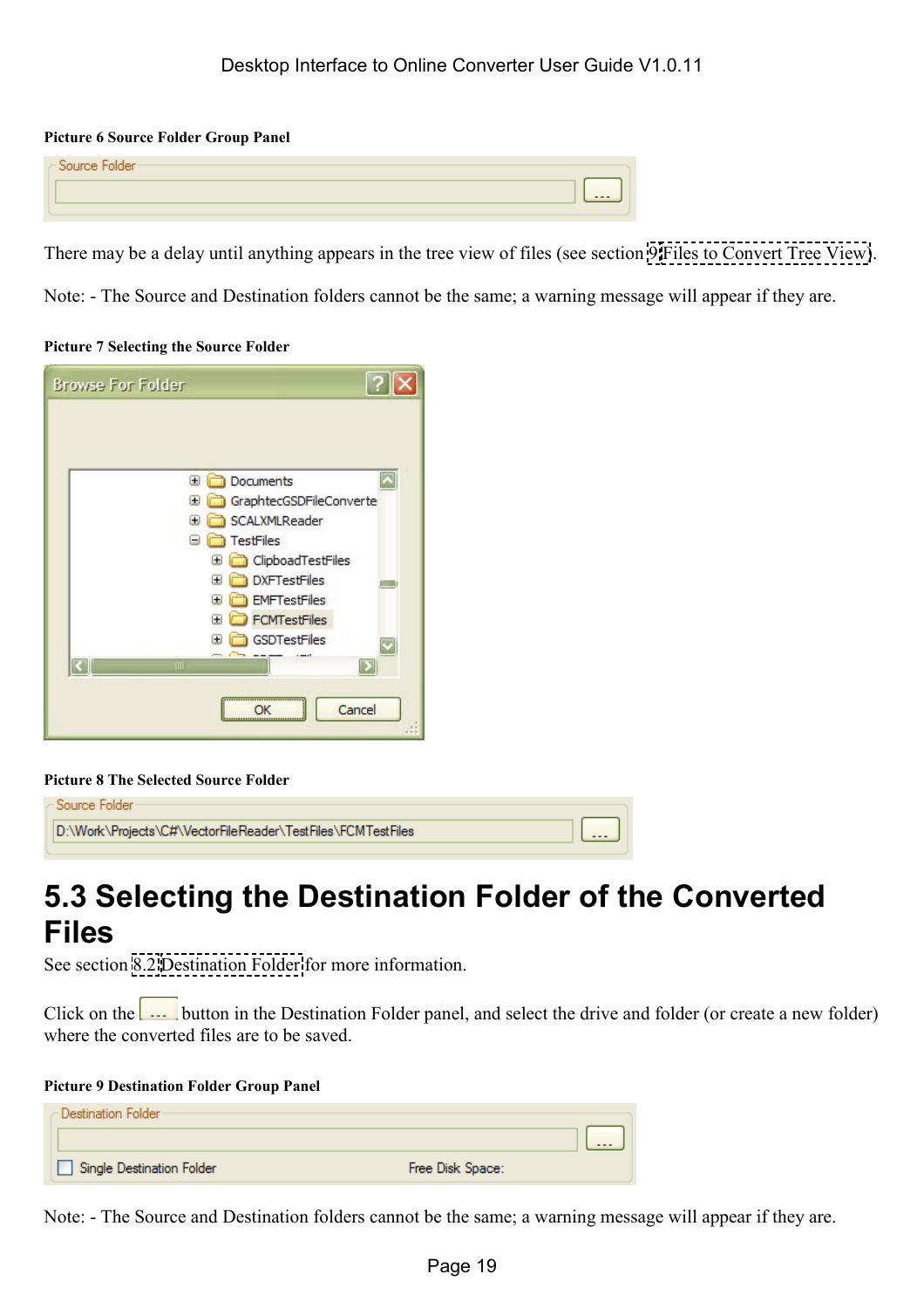**Picture 6 Source Folder Group Panel**

There may be a delay until anything appears in the tree view of files (see section 9 Files to Convert Tree View).

Note: - The Source and Destination folders cannot be the same; a warning message will appear if they are.

**Picture 7 Selecting the Source Folder**

**Picture 8 The Selected Source Folder**

## 5.3 Selecting the Destination Folder of the Converted Files

See section 8.2 Destination Folder for more information.

Click on the ... button in the Destination Folder panel, and select the drive and folder (or create a new folder) where the converted files are to be saved.

**Picture 9 Destination Folder Group Panel**

Note: - The Source and Destination folders cannot be the same; a warning message will appear if they are.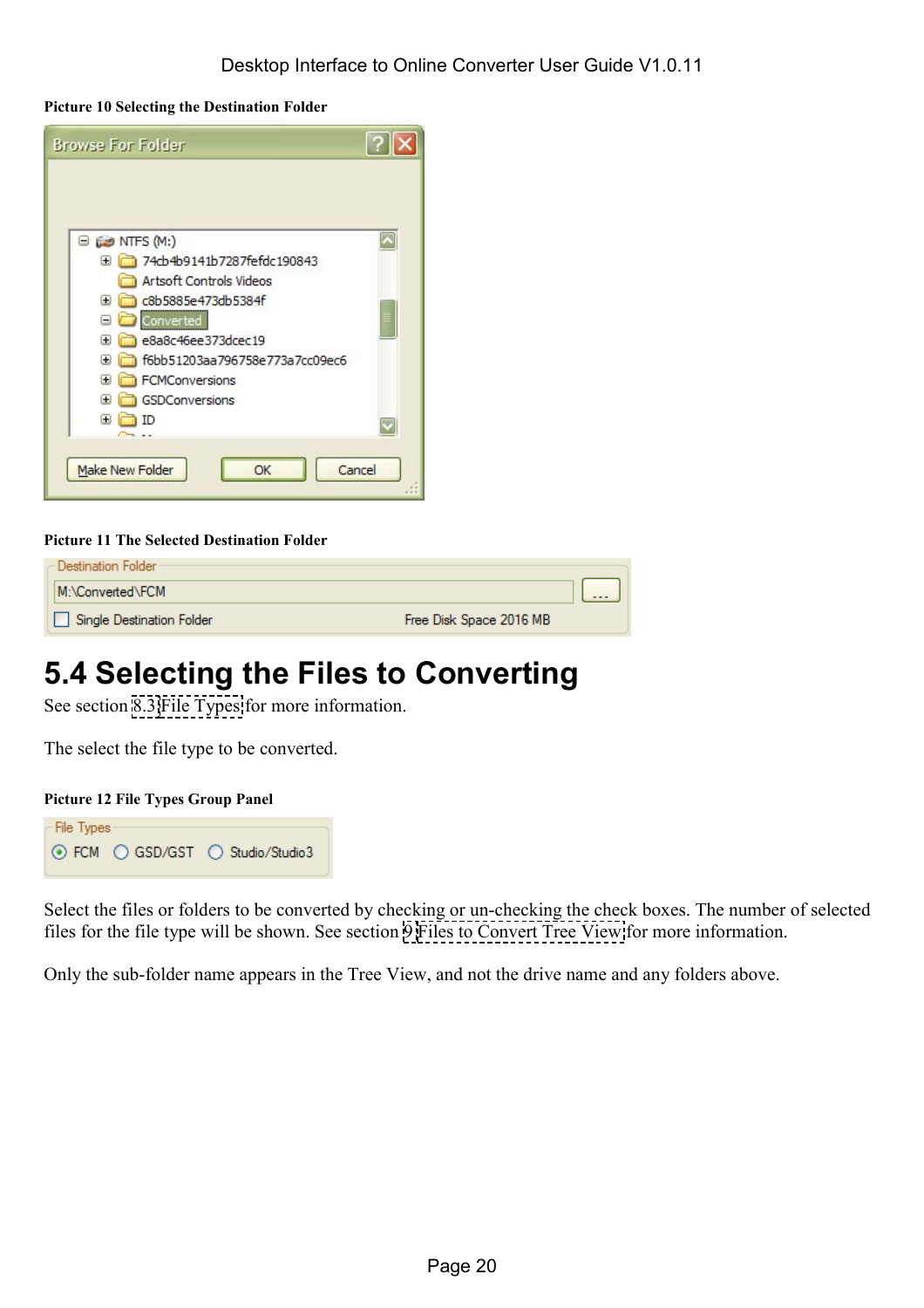**Picture 10 Selecting the Destination Folder**

**Picture 11 The Selected Destination Folder**

# 5.4 Selecting the Files to Converting

See section 8.3 File Types for more information.

The select the file type to be converted.

**Picture 12 File Types Group Panel**

Select the files or folders to be converted by checking or un-checking the check boxes. The number of selected files for the file type will be shown. See section 9 Files to Convert Tree View for more information.

Only the sub-folder name appears in the Tree View, and not the drive name and any folders above.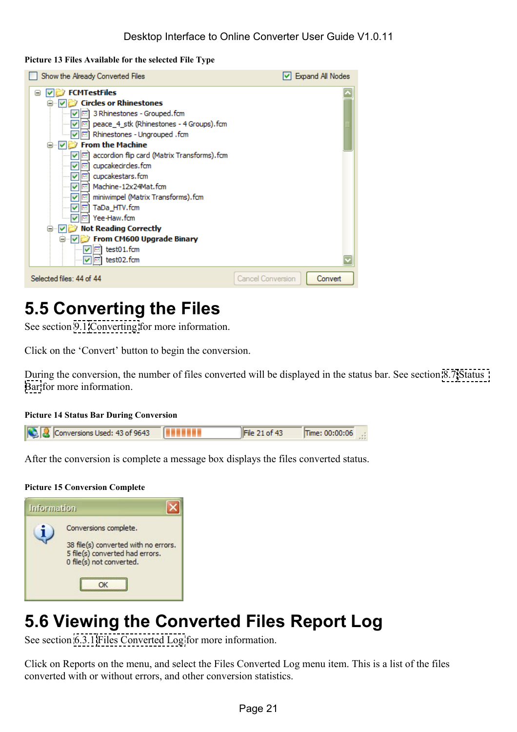**Picture 13 Files Available for the selected File Type**

**Picture 14 Status Bar During Conversion**

**Picture 15 Conversion Complete**

## 5.5 Converting the Files

See section 9.1 Converting for more information.

Click on the 'Convert' button to begin the conversion.

During the conversion, the number of files converted will be displayed in the status bar. See section 8.7 Status Bar for more information.

After the conversion is complete a message box displays the files converted status.

## 5.6 Viewing the Converted Files Report Log

See section 6.3.1 Files Converted Log for more information.

Click on Reports on the menu, and select the Files Converted Log menu item. This is a list of the files converted with or without errors, and other conversion statistics.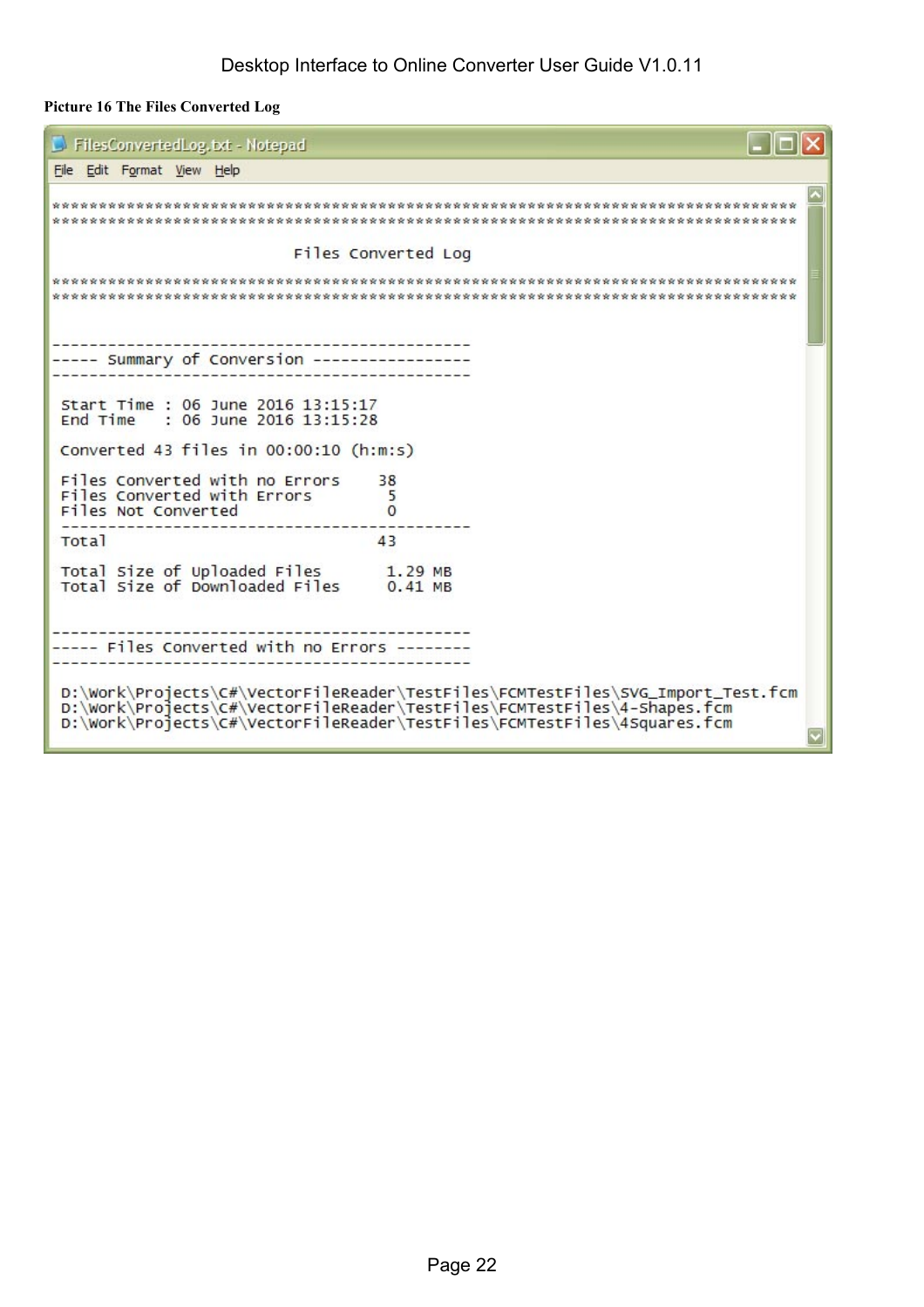**Picture 16 The Files Converted Log**

```
FilesConvertedLog.txt - Notepad
File  Edit  Format  View  Help

*********************************************************************************
*********************************************************************************

                          Files Converted Log

*********************************************************************************
*********************************************************************************


---------------------------------------------
----- Summary of Conversion -----------------
---------------------------------------------

 Start Time : 06 June 2016 13:15:17
 End Time   : 06 June 2016 13:15:28

 Converted 43 files in 00:00:10 (h:m:s)

 Files Converted with no Errors    38
 Files Converted with Errors        5
 Files Not Converted                0
 --------------------------------------------
 Total                             43

 Total Size of Uploaded Files       1.29 MB
 Total Size of Downloaded Files     0.41 MB


---------------------------------------------
----- Files Converted with no Errors --------
---------------------------------------------

 D:\Work\Projects\C#\VectorFileReader\TestFiles\FCMTestFiles\SVG_Import_Test.fcm
 D:\Work\Projects\C#\VectorFileReader\TestFiles\FCMTestFiles\4-Shapes.fcm
 D:\Work\Projects\C#\VectorFileReader\TestFiles\FCMTestFiles\4Squares.fcm
```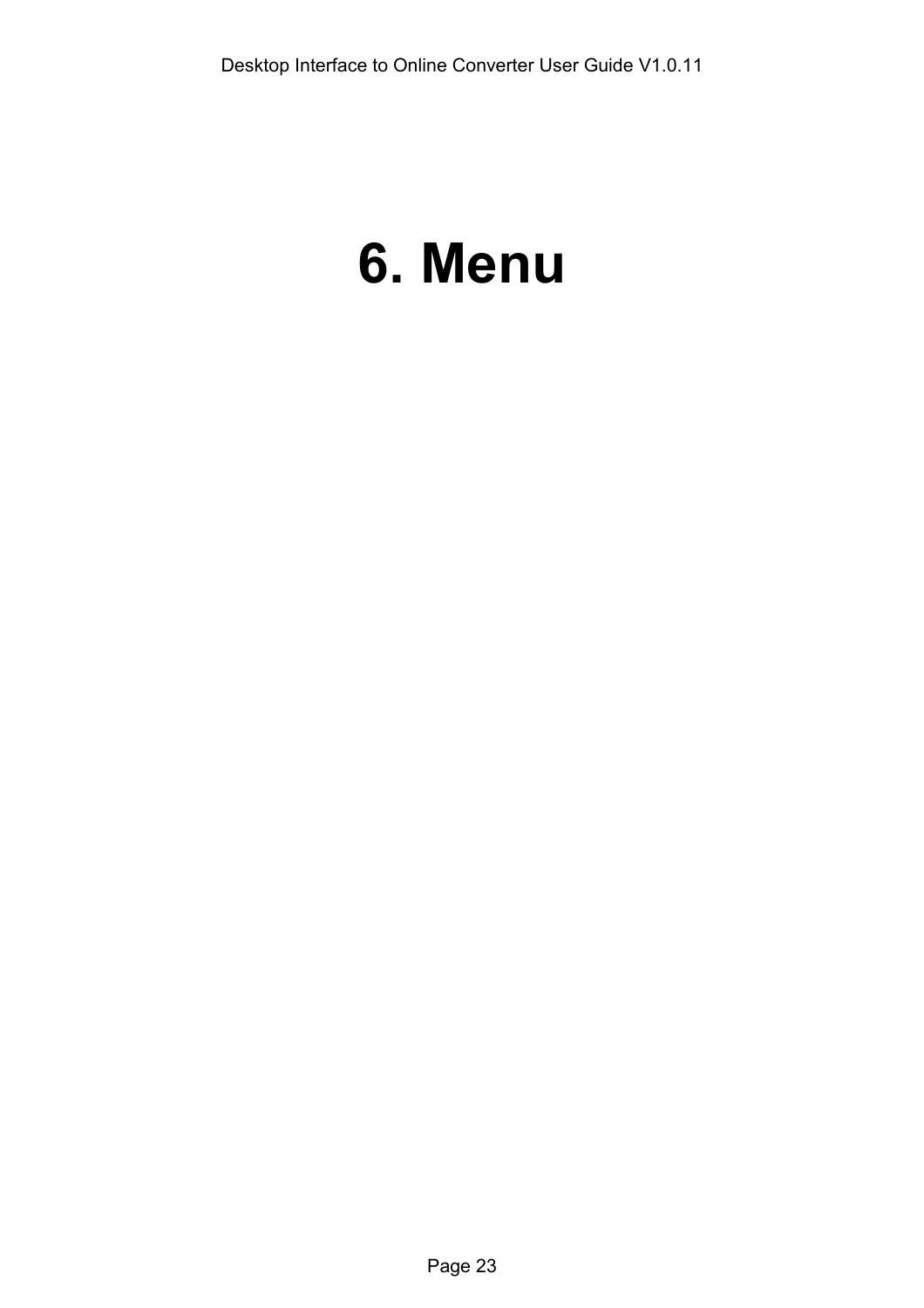# 6. Menu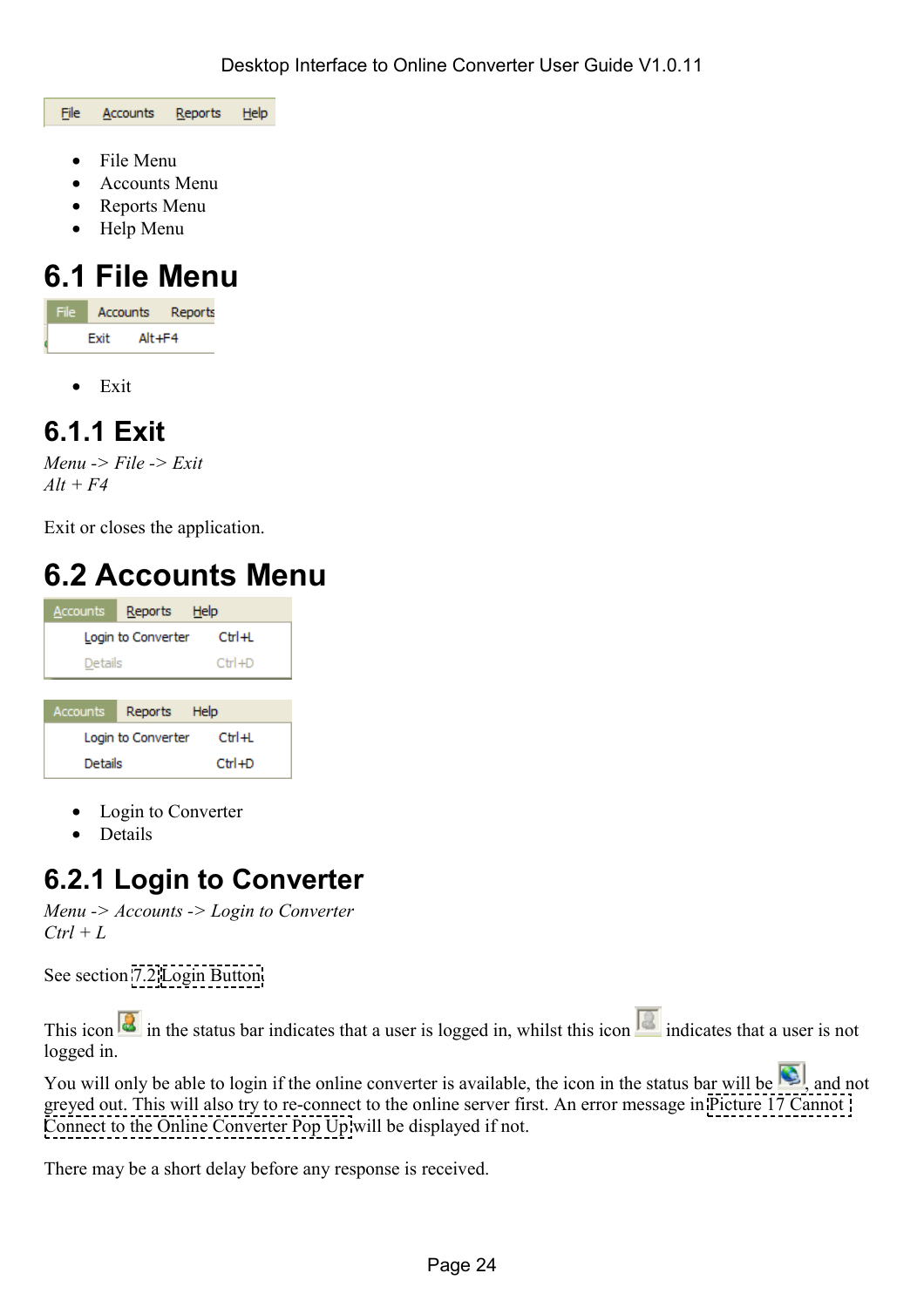- File Menu
- Accounts Menu
- Reports Menu
- Help Menu

## 6.1 File Menu

- Exit

### 6.1.1 Exit

*Menu -> File -> Exit*
*Alt + F4*

Exit or closes the application.

## 6.2 Accounts Menu

- Login to Converter
- Details

### 6.2.1 Login to Converter

*Menu -> Accounts -> Login to Converter*
*Ctrl + L*

See section 7.2 Login Button

This icon in the status bar indicates that a user is logged in, whilst this icon indicates that a user is not logged in.

You will only be able to login if the online converter is available, the icon in the status bar will be , and not greyed out. This will also try to re-connect to the online server first. An error message in Picture 17 Cannot Connect to the Online Converter Pop Up will be displayed if not.

There may be a short delay before any response is received.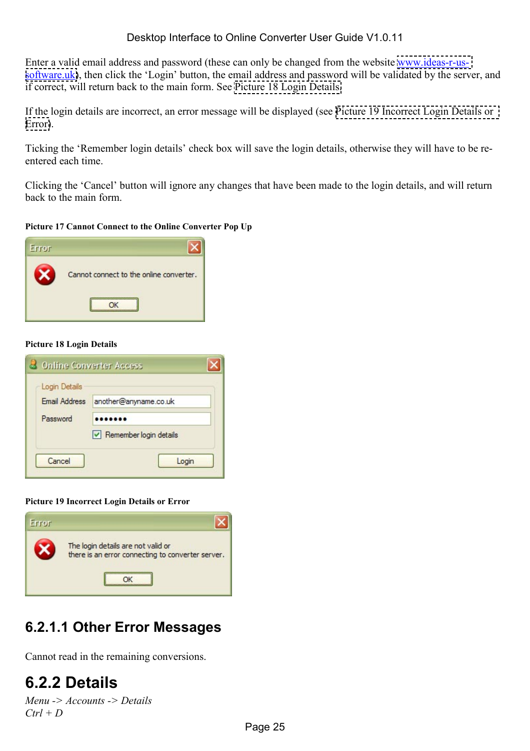Enter a valid email address and password (these can only be changed from the website www.ideas-r-us-software.uk), then click the 'Login' button, the email address and password will be validated by the server, and if correct, will return back to the main form. See Picture 18 Login Details.

If the login details are incorrect, an error message will be displayed (see Picture 19 Incorrect Login Details or Error).

Ticking the 'Remember login details' check box will save the login details, otherwise they will have to be re-entered each time.

Clicking the 'Cancel' button will ignore any changes that have been made to the login details, and will return back to the main form.

**Picture 17 Cannot Connect to the Online Converter Pop Up**

**Picture 18 Login Details**

**Picture 19 Incorrect Login Details or Error**

### 6.2.1.1 Other Error Messages

Cannot read in the remaining conversions.

## 6.2.2 Details

*Menu -> Accounts -> Details*
*Ctrl + D*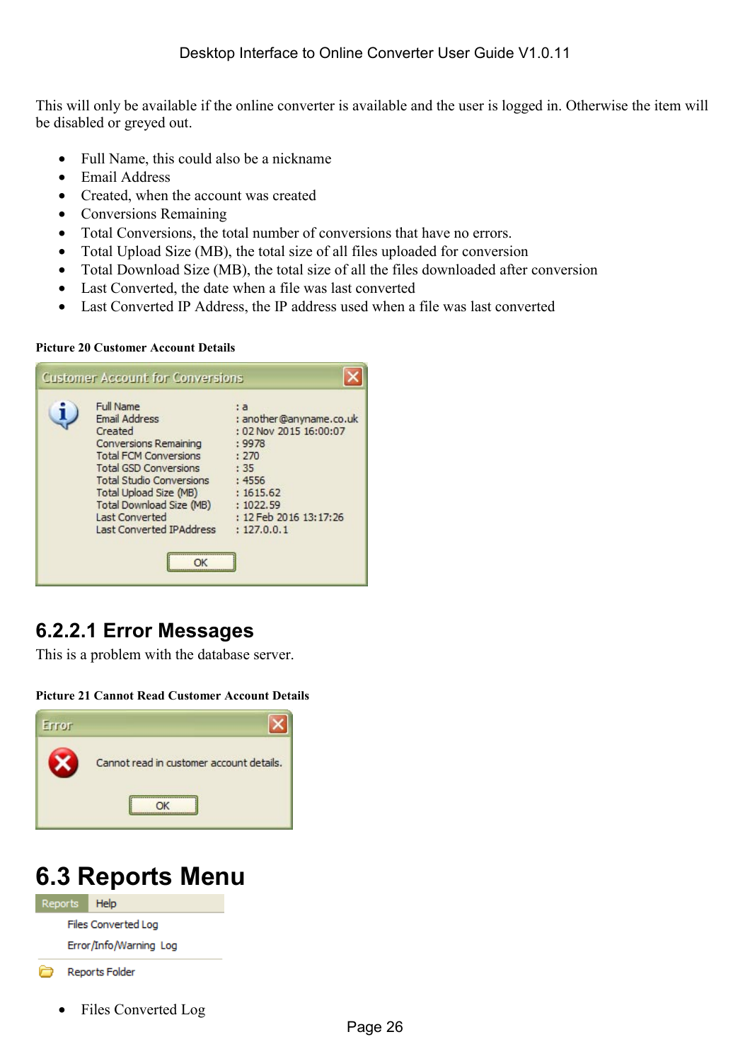This will only be available if the online converter is available and the user is logged in. Otherwise the item will be disabled or greyed out.

- Full Name, this could also be a nickname
- Email Address
- Created, when the account was created
- Conversions Remaining
- Total Conversions, the total number of conversions that have no errors.
- Total Upload Size (MB), the total size of all files uploaded for conversion
- Total Download Size (MB), the total size of all the files downloaded after conversion
- Last Converted, the date when a file was last converted
- Last Converted IP Address, the IP address used when a file was last converted

**Picture 20 Customer Account Details**

Customer Account for Conversions

| | |
|---|---|
| Full Name | : a |
| Email Address | : another@anyname.co.uk |
| Created | : 02 Nov 2015 16:00:07 |
| Conversions Remaining | : 9978 |
| Total FCM Conversions | : 270 |
| Total GSD Conversions | : 35 |
| Total Studio Conversions | : 4556 |
| Total Upload Size (MB) | : 1615.62 |
| Total Download Size (MB) | : 1022.59 |
| Last Converted | : 12 Feb 2016 13:17:26 |
| Last Converted IPAddress | : 127.0.0.1 |

OK

### 6.2.2.1 Error Messages

This is a problem with the database server.

**Picture 21 Cannot Read Customer Account Details**

Error

Cannot read in customer account details.

OK

## 6.3 Reports Menu

Reports | Help

- Files Converted Log
- Error/Info/Warning Log
- Reports Folder

- Files Converted Log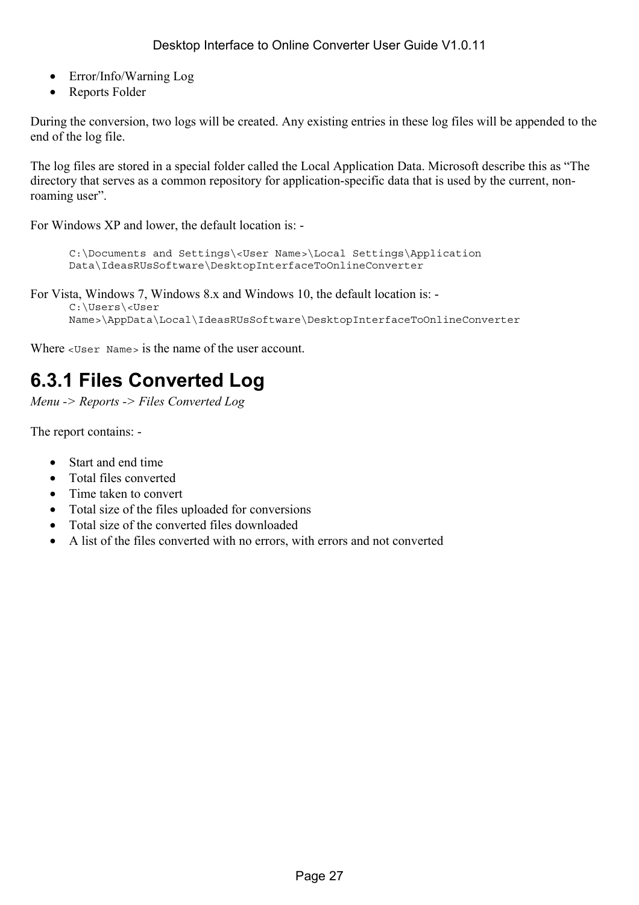- Error/Info/Warning Log
- Reports Folder

During the conversion, two logs will be created. Any existing entries in these log files will be appended to the end of the log file.

The log files are stored in a special folder called the Local Application Data. Microsoft describe this as "The directory that serves as a common repository for application-specific data that is used by the current, non-roaming user".

For Windows XP and lower, the default location is: -

```
C:\Documents and Settings\<User Name>\Local Settings\Application Data\IdeasRUsSoftware\DesktopInterfaceToOnlineConverter
```

For Vista, Windows 7, Windows 8.x and Windows 10, the default location is: -

```
C:\Users\<User Name>\AppData\Local\IdeasRUsSoftware\DesktopInterfaceToOnlineConverter
```

Where `<User Name>` is the name of the user account.

### 6.3.1 Files Converted Log

*Menu -> Reports -> Files Converted Log*

The report contains: -

- Start and end time
- Total files converted
- Time taken to convert
- Total size of the files uploaded for conversions
- Total size of the converted files downloaded
- A list of the files converted with no errors, with errors and not converted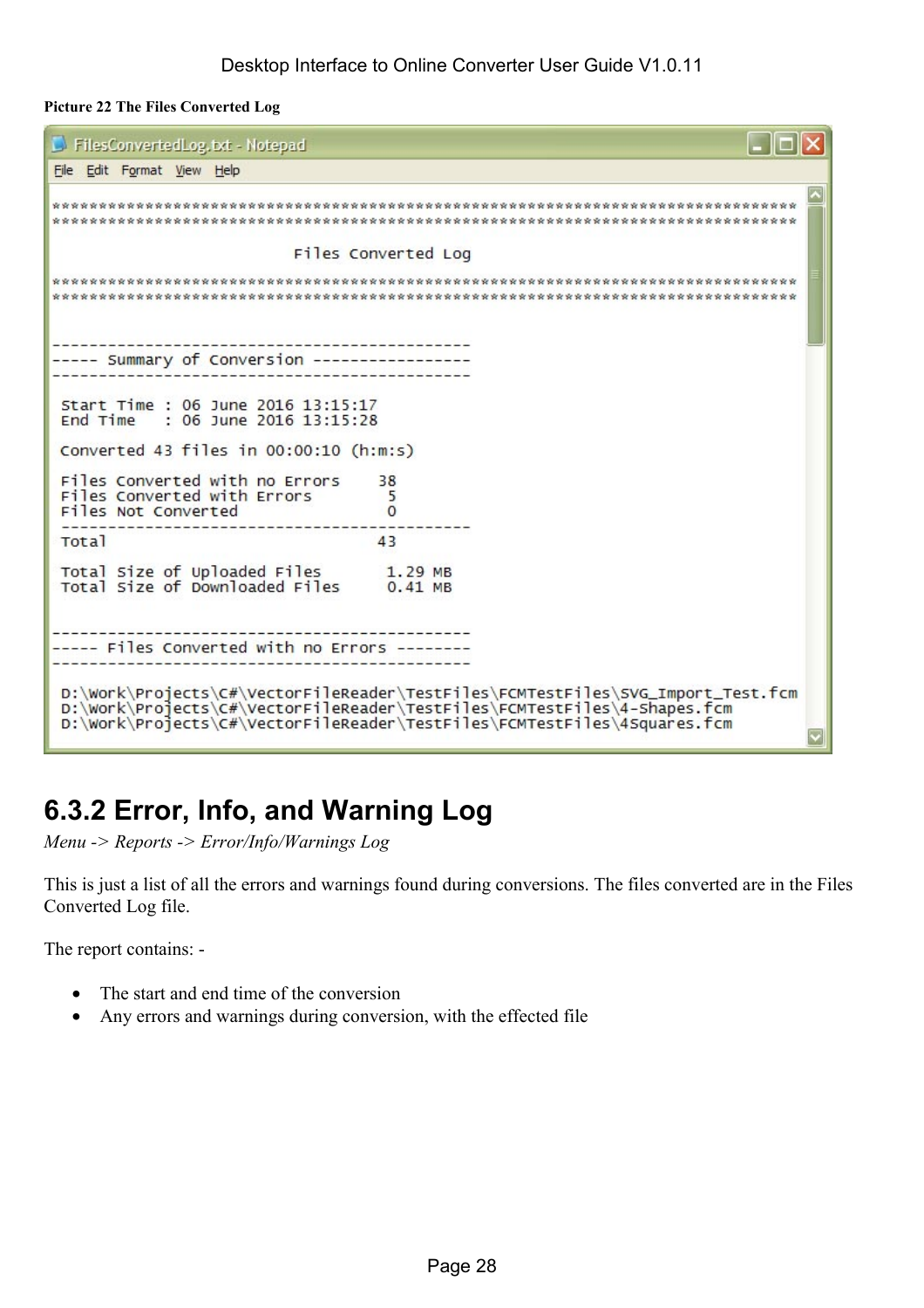**Picture 22 The Files Converted Log**

```
FilesConvertedLog.txt - Notepad
File  Edit  Format  View  Help

********************************************************************************
********************************************************************************

                          Files Converted Log

********************************************************************************
********************************************************************************


---------------------------------------------
----- Summary of Conversion -----------------
---------------------------------------------

 Start Time : 06 June 2016 13:15:17
 End Time   : 06 June 2016 13:15:28

 Converted 43 files in 00:00:10 (h:m:s)

 Files Converted with no Errors    38
 Files Converted with Errors        5
 Files Not Converted                0
 --------------------------------------------
 Total                             43

 Total Size of Uploaded Files       1.29 MB
 Total Size of Downloaded Files     0.41 MB


---------------------------------------------
----- Files Converted with no Errors --------
---------------------------------------------

 D:\Work\Projects\C#\VectorFileReader\TestFiles\FCMTestFiles\SVG_Import_Test.fcm
 D:\Work\Projects\C#\VectorFileReader\TestFiles\FCMTestFiles\4-Shapes.fcm
 D:\Work\Projects\C#\VectorFileReader\TestFiles\FCMTestFiles\4Squares.fcm
```

## 6.3.2 Error, Info, and Warning Log

*Menu -> Reports -> Error/Info/Warnings Log*

This is just a list of all the errors and warnings found during conversions. The files converted are in the Files Converted Log file.

The report contains: -

- The start and end time of the conversion
- Any errors and warnings during conversion, with the effected file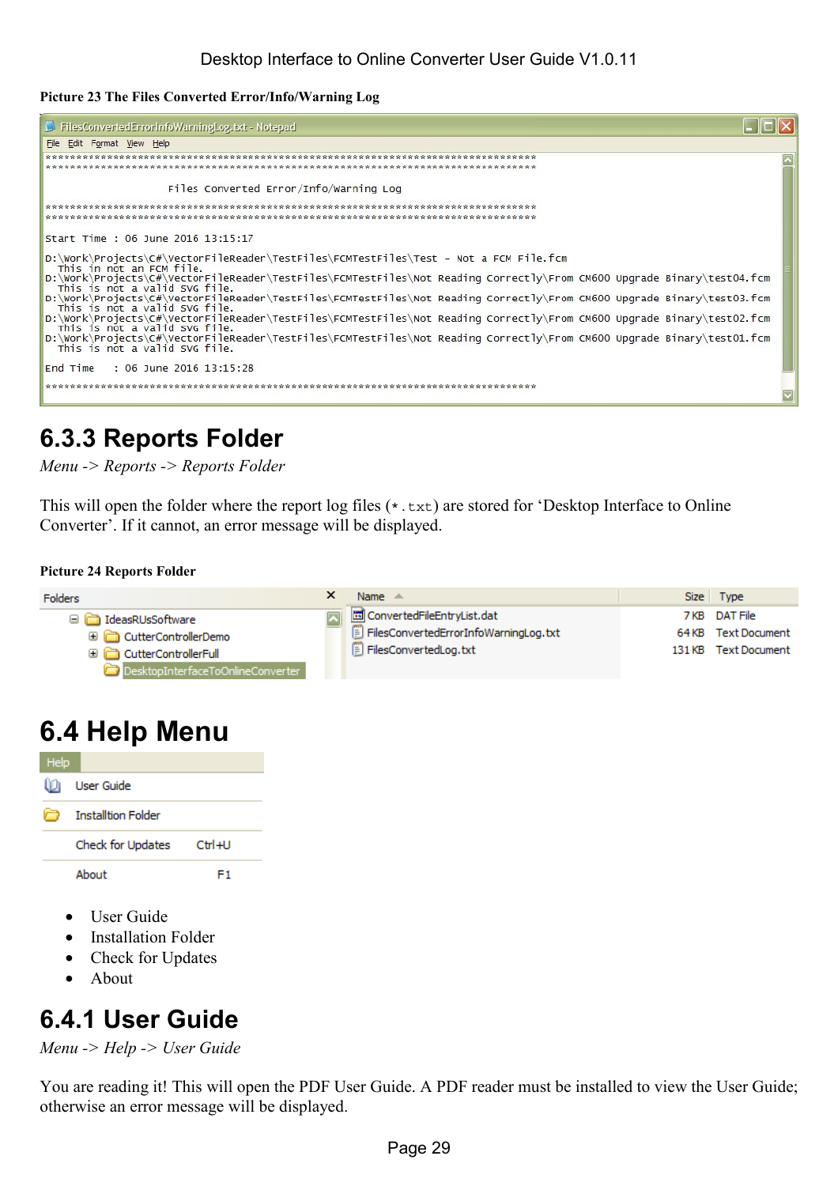**Picture 23 The Files Converted Error/Info/Warning Log**

```
FilesConvertedErrorInfoWarningLog.txt - Notepad
File  Edit  Format  View  Help
******************************************************************************
******************************************************************************

                    Files Converted Error/Info/Warning Log

******************************************************************************
******************************************************************************

Start Time : 06 June 2016 13:15:17

D:\Work\Projects\C#\VectorFileReader\TestFiles\FCMTestFiles\Test - Not a FCM File.fcm
  This in not an FCM file.
D:\Work\Projects\C#\VectorFileReader\TestFiles\FCMTestFiles\Not Reading Correctly\From CM600 Upgrade Binary\test04.fcm
  This is not a valid SVG file.
D:\Work\Projects\C#\VectorFileReader\TestFiles\FCMTestFiles\Not Reading Correctly\From CM600 Upgrade Binary\test03.fcm
  This is not a valid SVG file.
D:\Work\Projects\C#\VectorFileReader\TestFiles\FCMTestFiles\Not Reading Correctly\From CM600 Upgrade Binary\test02.fcm
  This is not a valid SVG file.
D:\Work\Projects\C#\VectorFileReader\TestFiles\FCMTestFiles\Not Reading Correctly\From CM600 Upgrade Binary\test01.fcm
  This is not a valid SVG file.

End Time   : 06 June 2016 13:15:28

******************************************************************************
```

## 6.3.3 Reports Folder

*Menu -> Reports -> Reports Folder*

This will open the folder where the report log files (`*.txt`) are stored for 'Desktop Interface to Online Converter'. If it cannot, an error message will be displayed.

**Picture 24 Reports Folder**

Folders:
- IdeasRUsSoftware
  - CutterControllerDemo
  - CutterControllerFull
  - DesktopInterfaceToOnlineConverter

| Name | Size | Type |
|---|---|---|
| ConvertedFileEntryList.dat | 7 KB | DAT File |
| FilesConvertedErrorInfoWarningLog.txt | 64 KB | Text Document |
| FilesConvertedLog.txt | 131 KB | Text Document |

# 6.4 Help Menu

| Help | |
|---|---|
| User Guide | |
| Installtion Folder | |
| Check for Updates | Ctrl+U |
| About | F1 |

- User Guide
- Installation Folder
- Check for Updates
- About

## 6.4.1 User Guide

*Menu -> Help -> User Guide*

You are reading it! This will open the PDF User Guide. A PDF reader must be installed to view the User Guide; otherwise an error message will be displayed.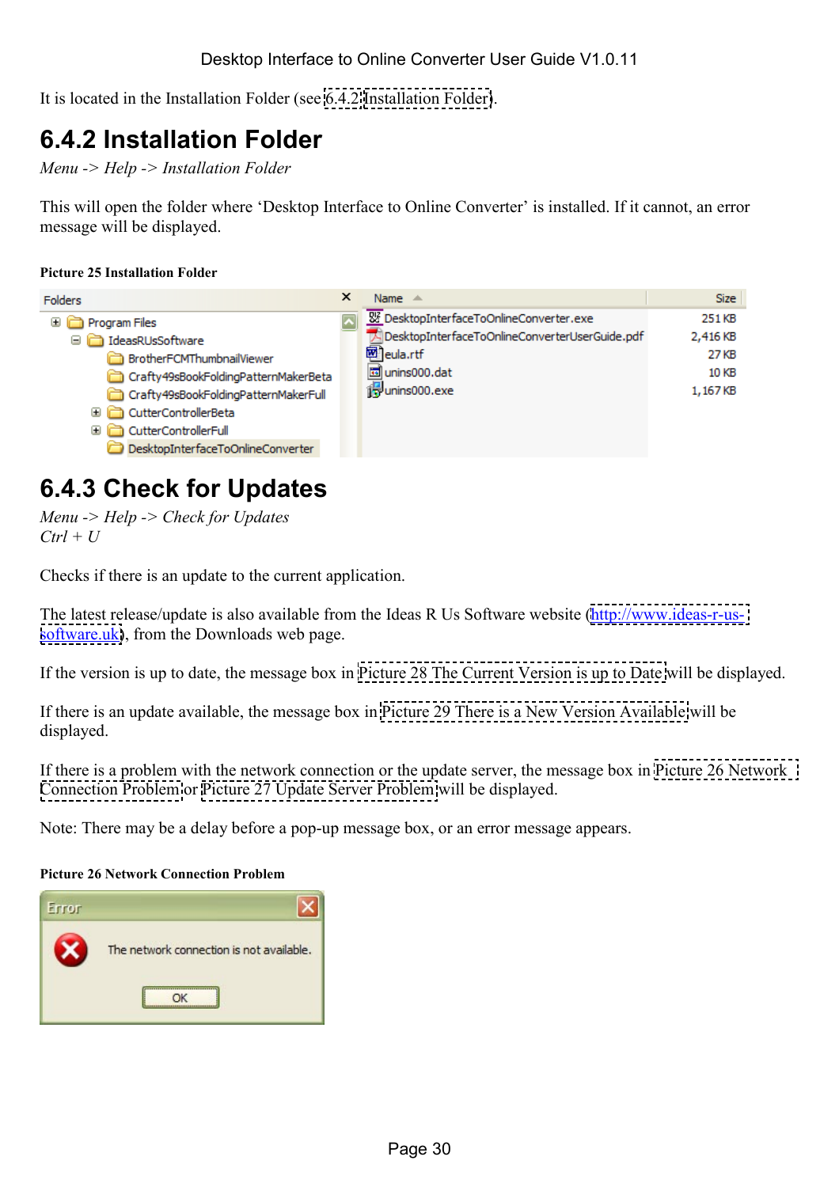It is located in the Installation Folder (see 6.4.2 Installation Folder).

## 6.4.2 Installation Folder

*Menu -> Help -> Installation Folder*

This will open the folder where 'Desktop Interface to Online Converter' is installed. If it cannot, an error message will be displayed.

**Picture 25 Installation Folder**

## 6.4.3 Check for Updates

*Menu -> Help -> Check for Updates*
*Ctrl + U*

Checks if there is an update to the current application.

The latest release/update is also available from the Ideas R Us Software website (http://www.ideas-r-us-software.uk), from the Downloads web page.

If the version is up to date, the message box in Picture 28 The Current Version is up to Date will be displayed.

If there is an update available, the message box in Picture 29 There is a New Version Available will be displayed.

If there is a problem with the network connection or the update server, the message box in Picture 26 Network Connection Problem or Picture 27 Update Server Problem will be displayed.

Note: There may be a delay before a pop-up message box, or an error message appears.

**Picture 26 Network Connection Problem**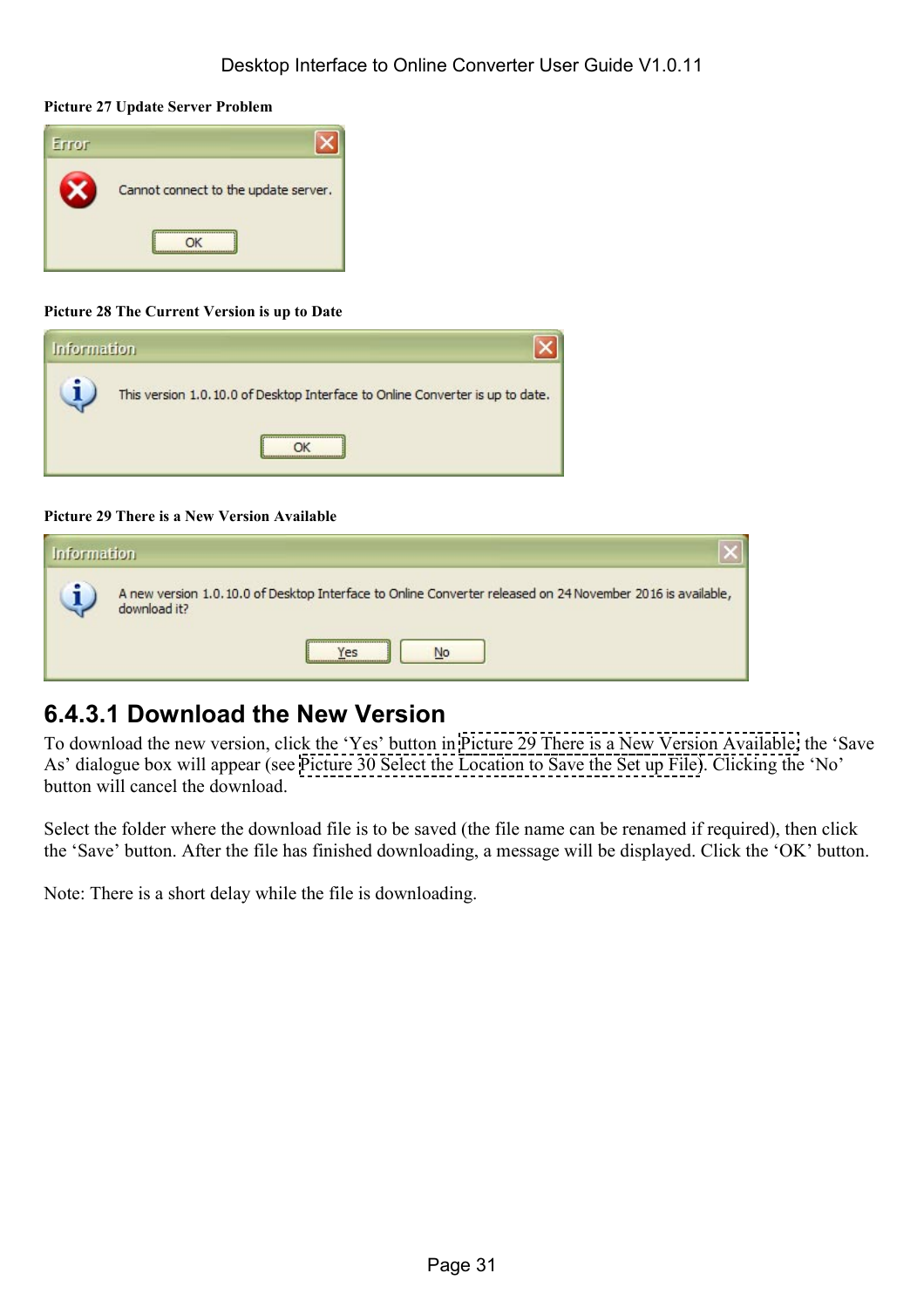**Picture 27 Update Server Problem**

**Picture 28 The Current Version is up to Date**

**Picture 29 There is a New Version Available**

### 6.4.3.1 Download the New Version

To download the new version, click the 'Yes' button in Picture 29 There is a New Version Available, the 'Save As' dialogue box will appear (see Picture 30 Select the Location to Save the Set up File). Clicking the 'No' button will cancel the download.

Select the folder where the download file is to be saved (the file name can be renamed if required), then click the 'Save' button. After the file has finished downloading, a message will be displayed. Click the 'OK' button.

Note: There is a short delay while the file is downloading.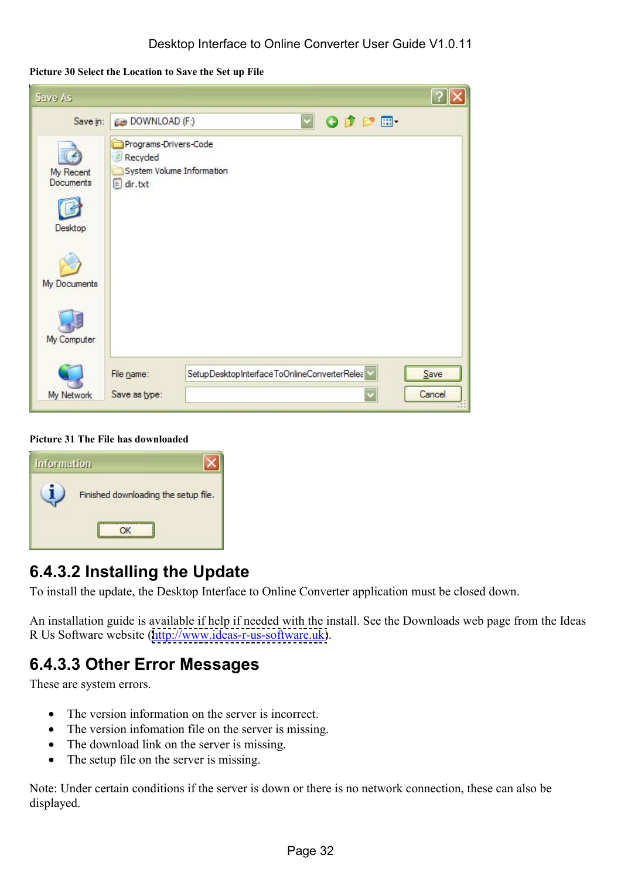**Picture 30 Select the Location to Save the Set up File**

**Picture 31 The File has downloaded**

### 6.4.3.2 Installing the Update

To install the update, the Desktop Interface to Online Converter application must be closed down.

An installation guide is available if help if needed with the install. See the Downloads web page from the Ideas R Us Software website (http://www.ideas-r-us-software.uk).

### 6.4.3.3 Other Error Messages

These are system errors.

- The version information on the server is incorrect.
- The version infomation file on the server is missing.
- The download link on the server is missing.
- The setup file on the server is missing.

Note: Under certain conditions if the server is down or there is no network connection, these can also be displayed.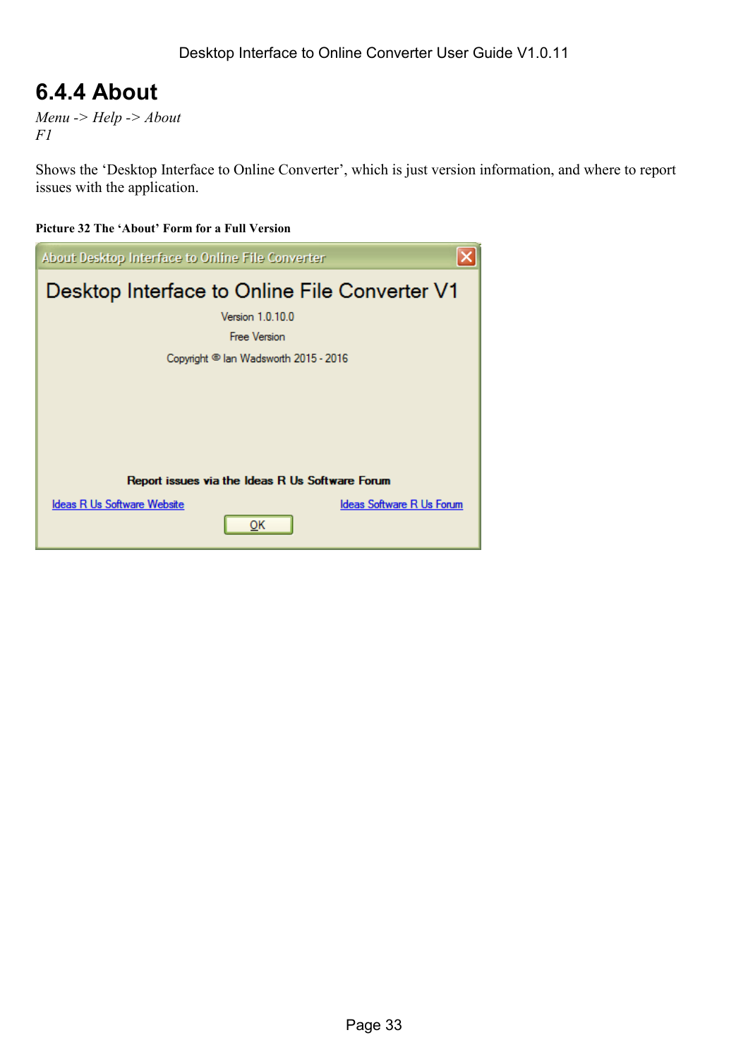## 6.4.4 About

*Menu -> Help -> About*
*F1*

Shows the 'Desktop Interface to Online Converter', which is just version information, and where to report issues with the application.

**Picture 32 The 'About' Form for a Full Version**

About Desktop Interface to Online File Converter

Desktop Interface to Online File Converter V1

Version 1.0.10.0

Free Version

Copyright © Ian Wadsworth 2015 - 2016

**Report issues via the Ideas R Us Software Forum**

Ideas R Us Software Website

Ideas Software R Us Forum

OK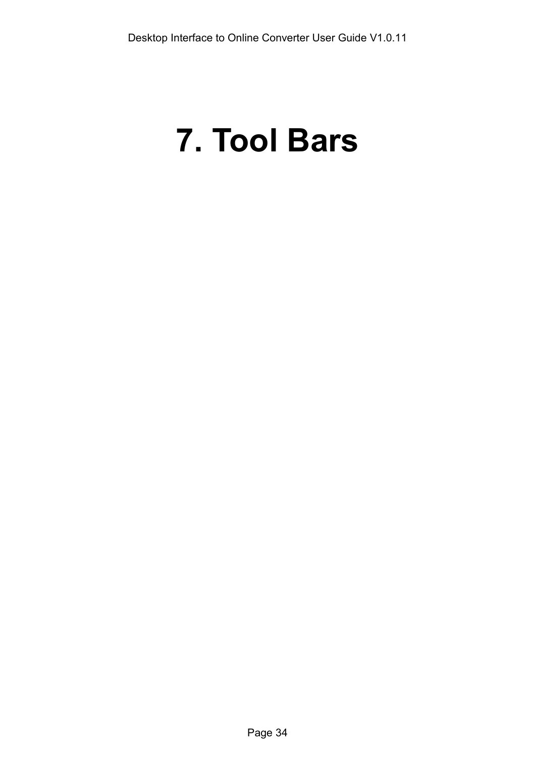# 7. Tool Bars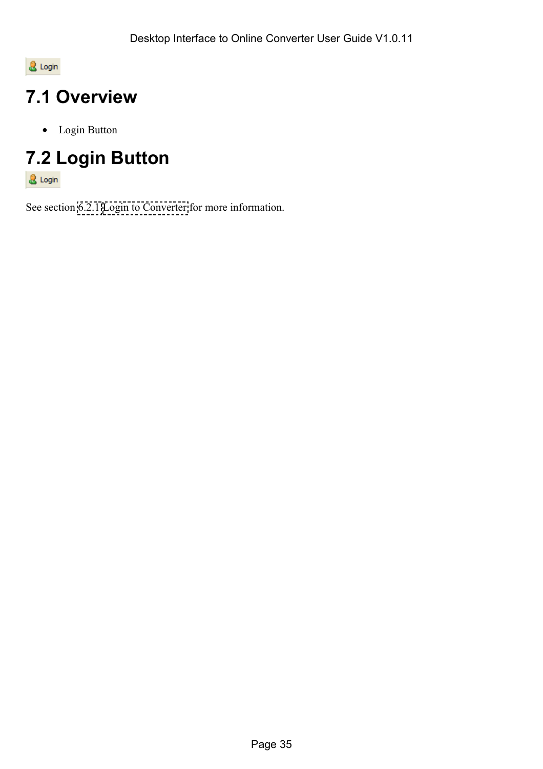# 7.1 Overview

- Login Button

# 7.2 Login Button

See section 6.2.1 Login to Converter for more information.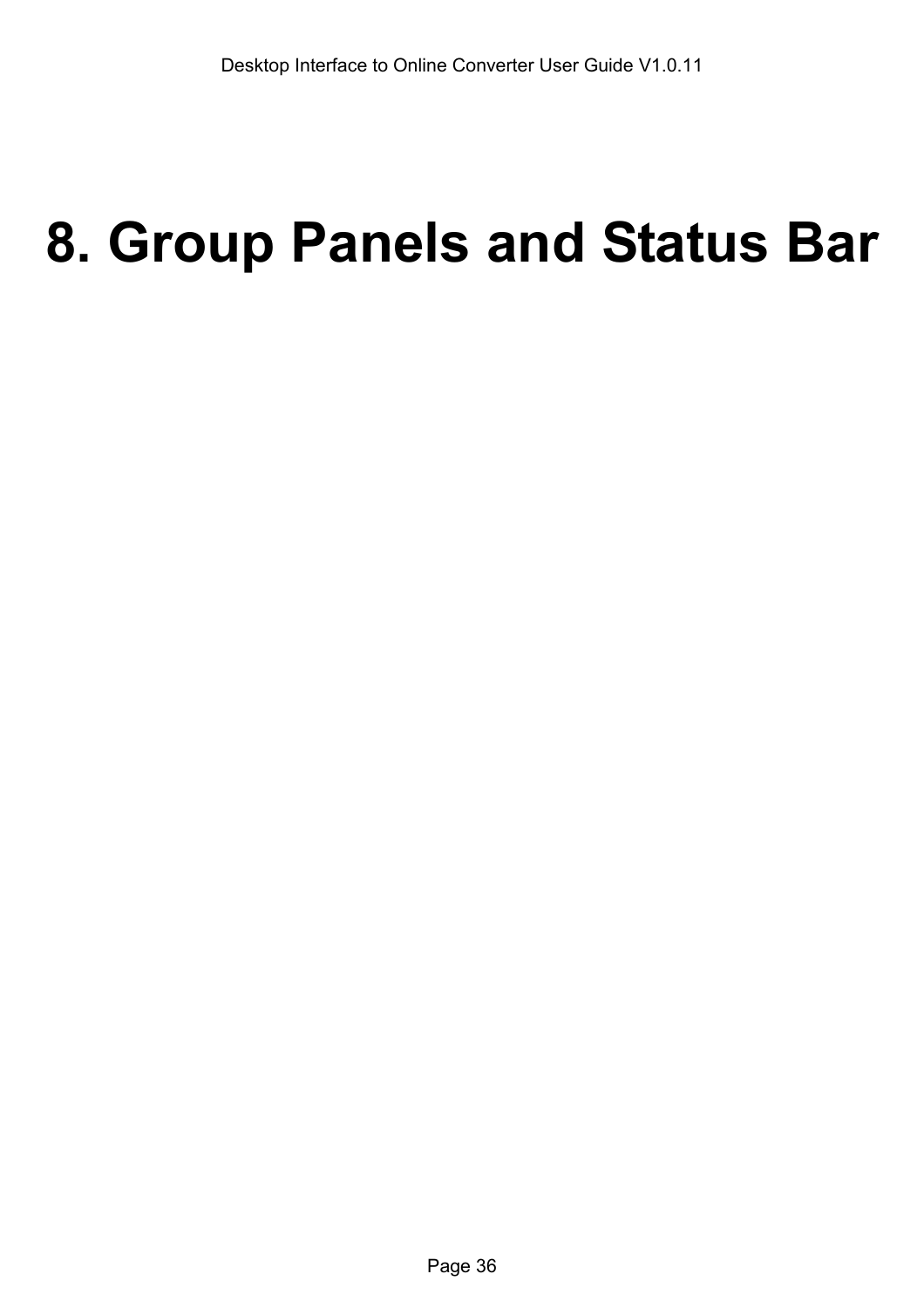# 8. Group Panels and Status Bar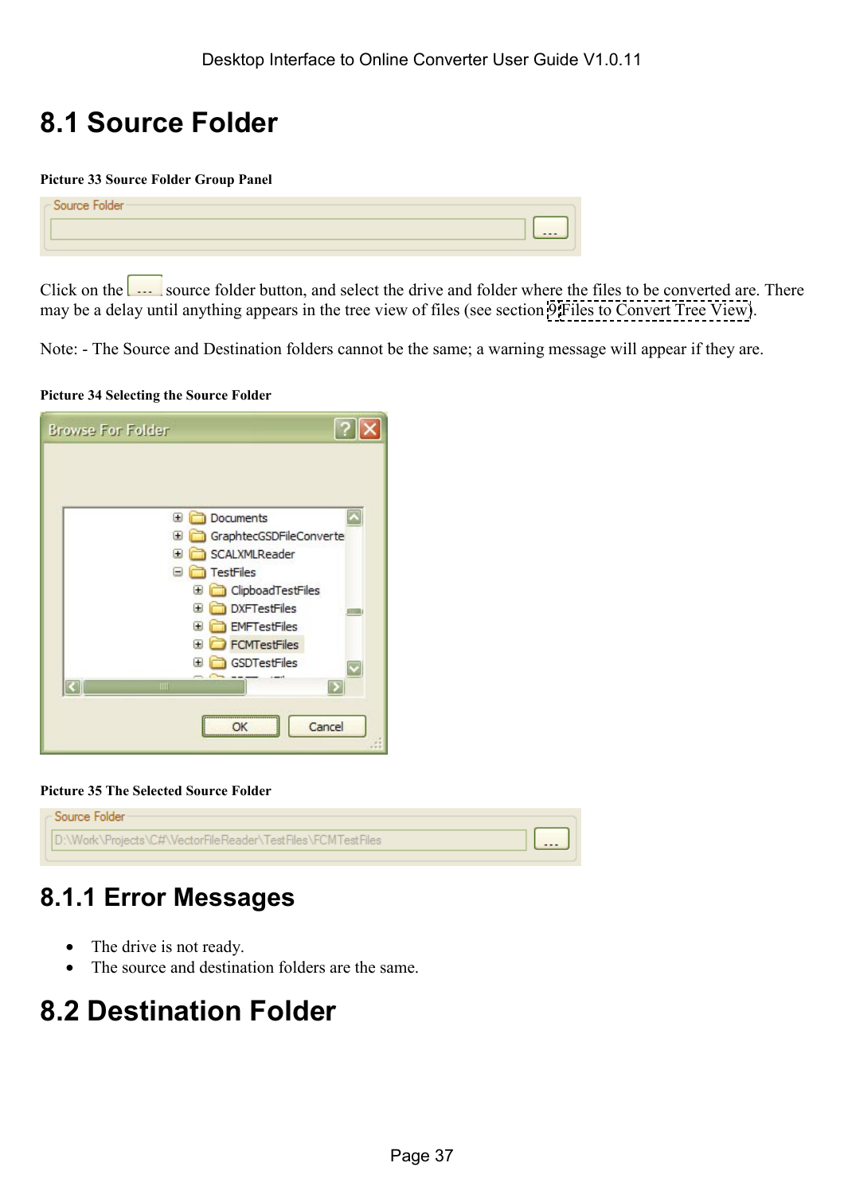# 8.1 Source Folder

**Picture 33 Source Folder Group Panel**

Click on the ... source folder button, and select the drive and folder where the files to be converted are. There may be a delay until anything appears in the tree view of files (see section 9 Files to Convert Tree View).

Note: - The Source and Destination folders cannot be the same; a warning message will appear if they are.

**Picture 34 Selecting the Source Folder**

**Picture 35 The Selected Source Folder**

## 8.1.1 Error Messages

- The drive is not ready.
- The source and destination folders are the same.

# 8.2 Destination Folder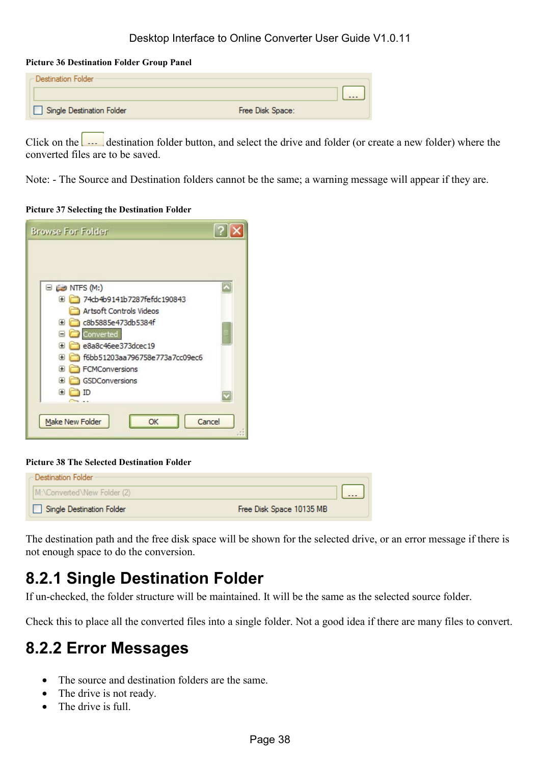**Picture 36 Destination Folder Group Panel**

Click on the ... destination folder button, and select the drive and folder (or create a new folder) where the converted files are to be saved.

Note: - The Source and Destination folders cannot be the same; a warning message will appear if they are.

**Picture 37 Selecting the Destination Folder**

**Picture 38 The Selected Destination Folder**

The destination path and the free disk space will be shown for the selected drive, or an error message if there is not enough space to do the conversion.

## 8.2.1 Single Destination Folder

If un-checked, the folder structure will be maintained. It will be the same as the selected source folder.

Check this to place all the converted files into a single folder. Not a good idea if there are many files to convert.

## 8.2.2 Error Messages

- The source and destination folders are the same.
- The drive is not ready.
- The drive is full.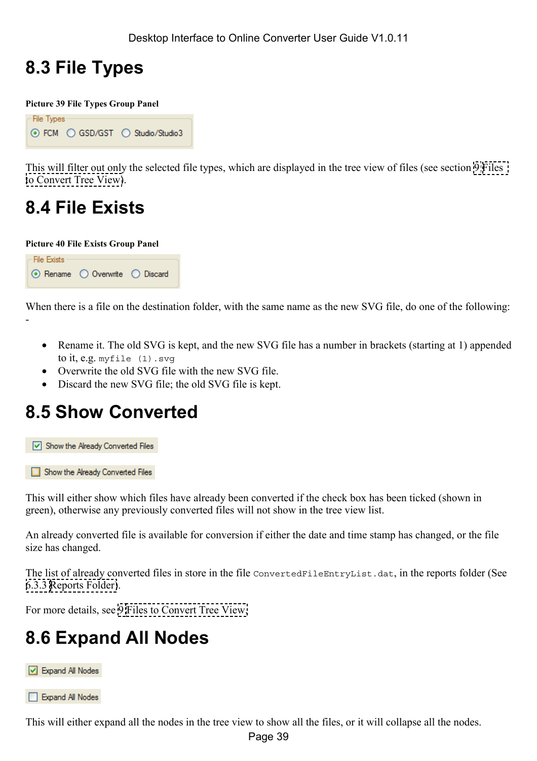## 8.3 File Types

**Picture 39 File Types Group Panel**

This will filter out only the selected file types, which are displayed in the tree view of files (see section 9 Files to Convert Tree View).

## 8.4 File Exists

**Picture 40 File Exists Group Panel**

When there is a file on the destination folder, with the same name as the new SVG file, do one of the following: -

- Rename it. The old SVG is kept, and the new SVG file has a number in brackets (starting at 1) appended to it, e.g. `myfile (1).svg`
- Overwrite the old SVG file with the new SVG file.
- Discard the new SVG file; the old SVG file is kept.

## 8.5 Show Converted

This will either show which files have already been converted if the check box has been ticked (shown in green), otherwise any previously converted files will not show in the tree view list.

An already converted file is available for conversion if either the date and time stamp has changed, or the file size has changed.

The list of already converted files in store in the file `ConvertedFileEntryList.dat`, in the reports folder (See 6.3.3 Reports Folder).

For more details, see 9 Files to Convert Tree View.

## 8.6 Expand All Nodes

This will either expand all the nodes in the tree view to show all the files, or it will collapse all the nodes.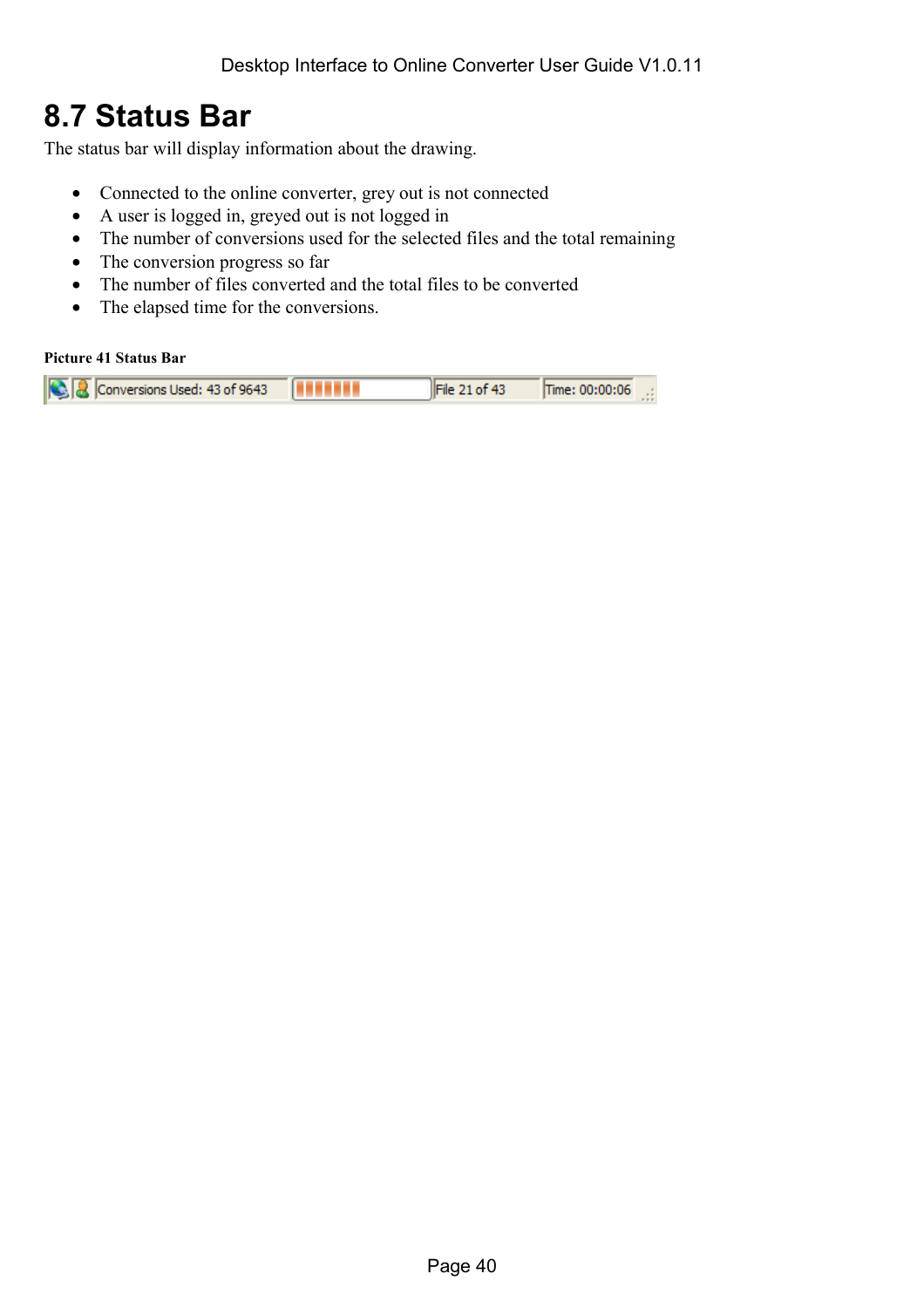# 8.7 Status Bar

The status bar will display information about the drawing.

- Connected to the online converter, grey out is not connected
- A user is logged in, greyed out is not logged in
- The number of conversions used for the selected files and the total remaining
- The conversion progress so far
- The number of files converted and the total files to be converted
- The elapsed time for the conversions.

**Picture 41 Status Bar**

Conversions Used: 43 of 9643 | File 21 of 43 | Time: 00:00:06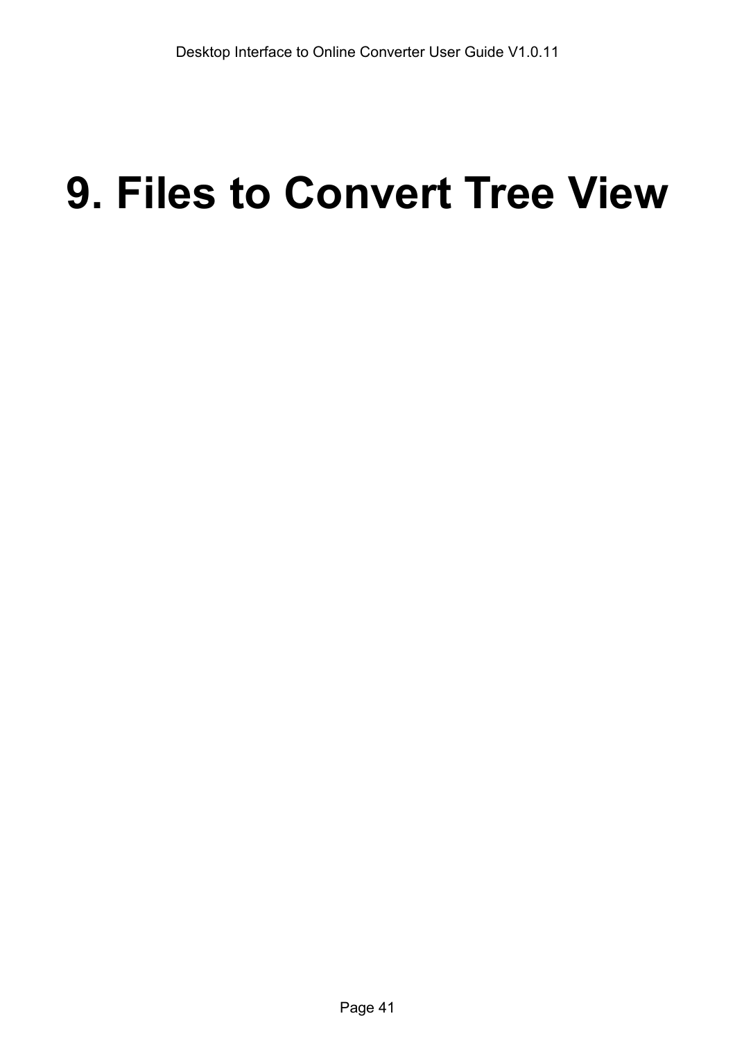# 9. Files to Convert Tree View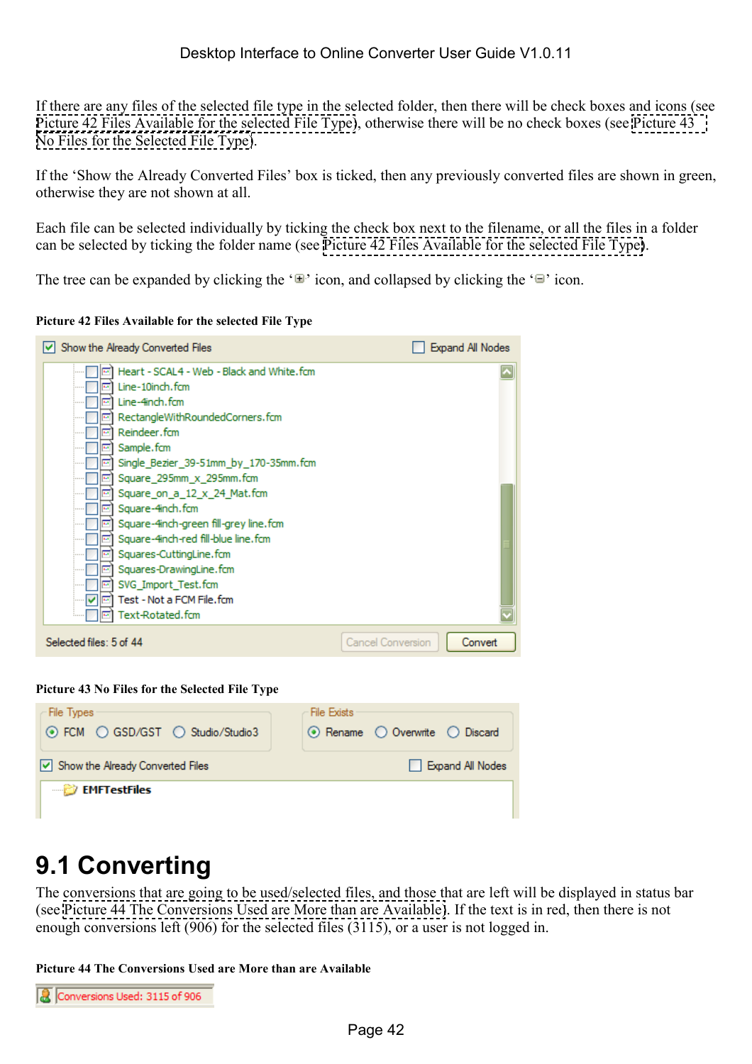If there are any files of the selected file type in the selected folder, then there will be check boxes and icons (see Picture 42 Files Available for the selected File Type), otherwise there will be no check boxes (see Picture 43 No Files for the Selected File Type).

If the 'Show the Already Converted Files' box is ticked, then any previously converted files are shown in green, otherwise they are not shown at all.

Each file can be selected individually by ticking the check box next to the filename, or all the files in a folder can be selected by ticking the folder name (see Picture 42 Files Available for the selected File Type).

The tree can be expanded by clicking the '⊞' icon, and collapsed by clicking the '⊟' icon.

**Picture 42 Files Available for the selected File Type**

**Picture 43 No Files for the Selected File Type**

# 9.1 Converting

The conversions that are going to be used/selected files, and those that are left will be displayed in status bar (see Picture 44 The Conversions Used are More than are Available). If the text is in red, then there is not enough conversions left (906) for the selected files (3115), or a user is not logged in.

**Picture 44 The Conversions Used are More than are Available**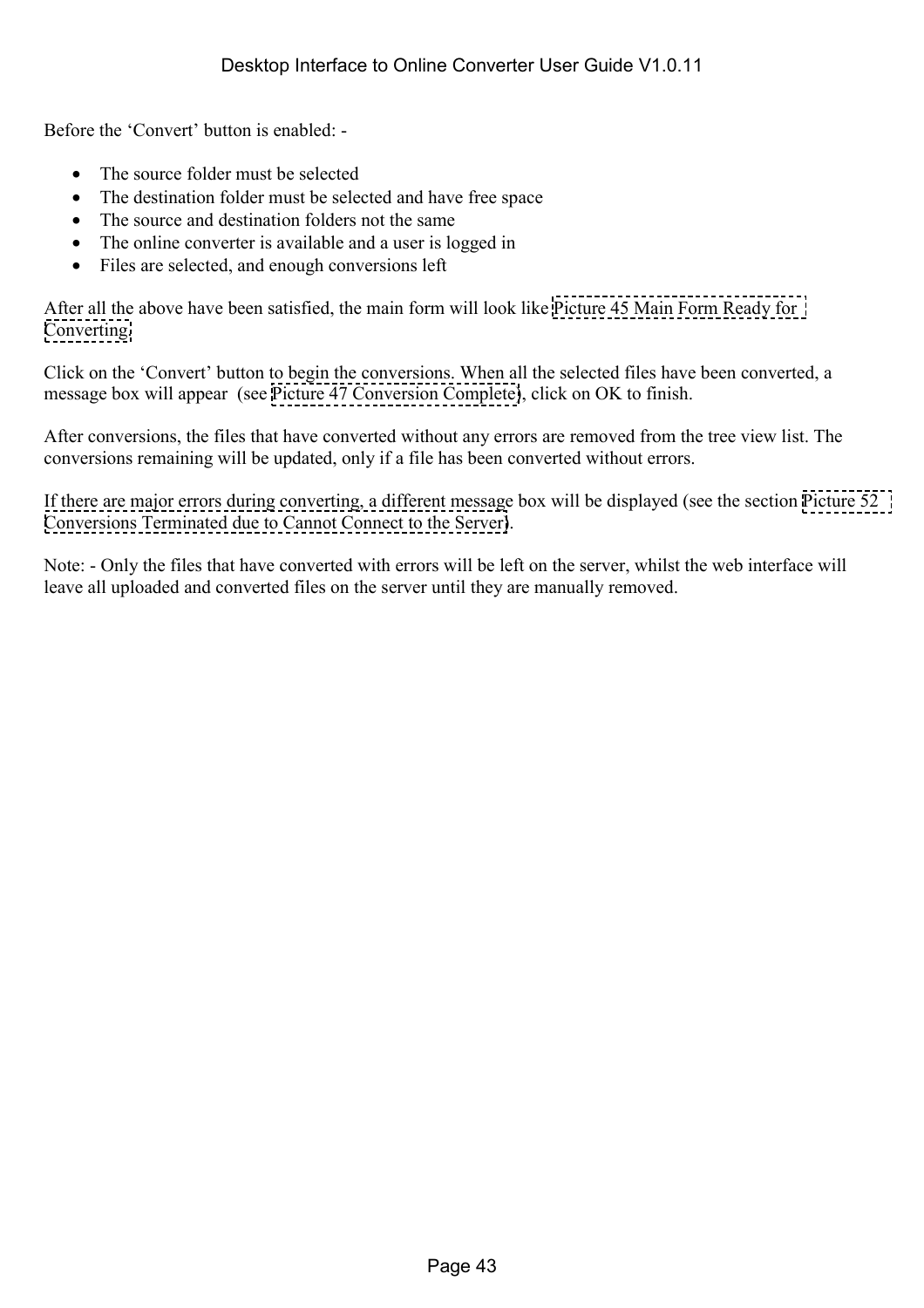Before the 'Convert' button is enabled: -

- The source folder must be selected
- The destination folder must be selected and have free space
- The source and destination folders not the same
- The online converter is available and a user is logged in
- Files are selected, and enough conversions left

After all the above have been satisfied, the main form will look like Picture 45 Main Form Ready for Converting.

Click on the 'Convert' button to begin the conversions. When all the selected files have been converted, a message box will appear (see Picture 47 Conversion Complete), click on OK to finish.

After conversions, the files that have converted without any errors are removed from the tree view list. The conversions remaining will be updated, only if a file has been converted without errors.

If there are major errors during converting, a different message box will be displayed (see the section Picture 52 Conversions Terminated due to Cannot Connect to the Server).

Note: - Only the files that have converted with errors will be left on the server, whilst the web interface will leave all uploaded and converted files on the server until they are manually removed.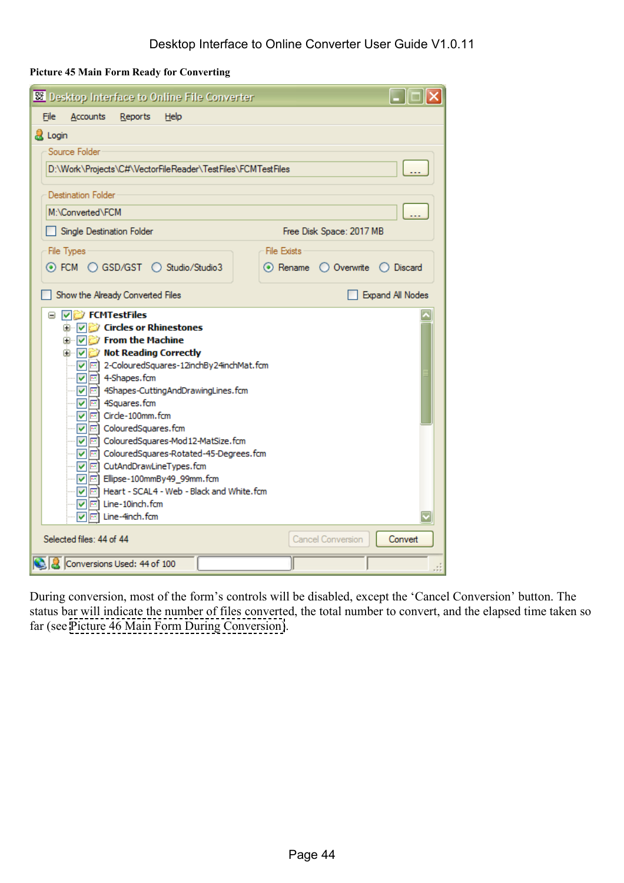**Picture 45 Main Form Ready for Converting**

During conversion, most of the form's controls will be disabled, except the 'Cancel Conversion' button. The status bar will indicate the number of files converted, the total number to convert, and the elapsed time taken so far (see Picture 46 Main Form During Conversion).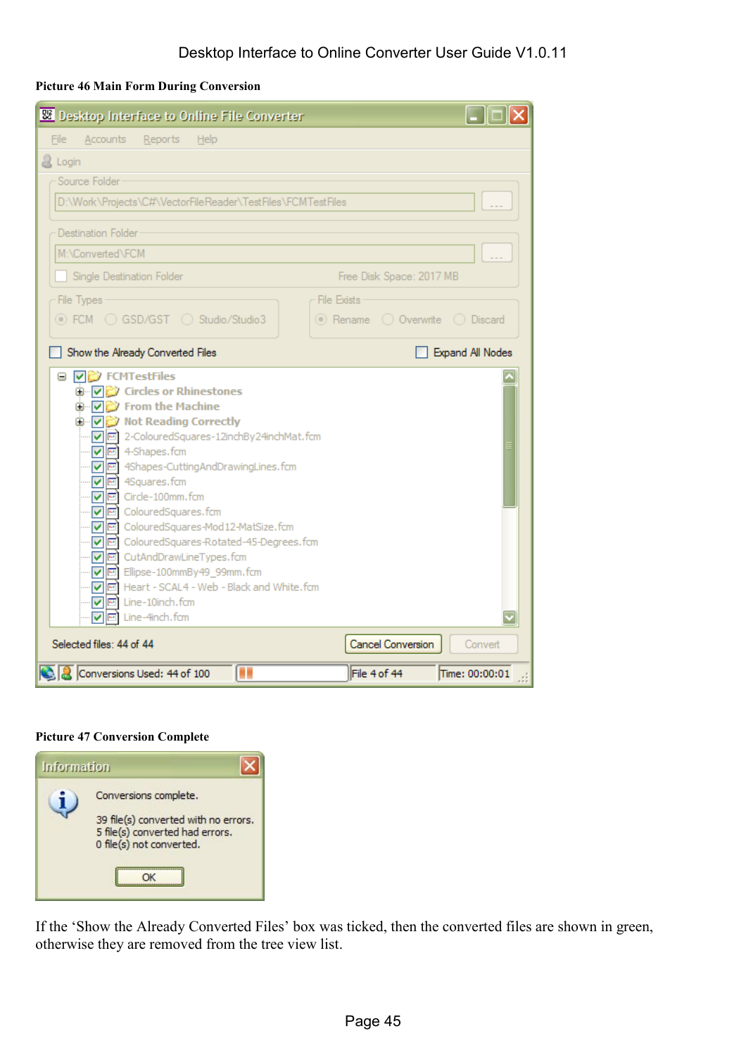**Picture 46 Main Form During Conversion**

**Picture 47 Conversion Complete**

If the 'Show the Already Converted Files' box was ticked, then the converted files are shown in green, otherwise they are removed from the tree view list.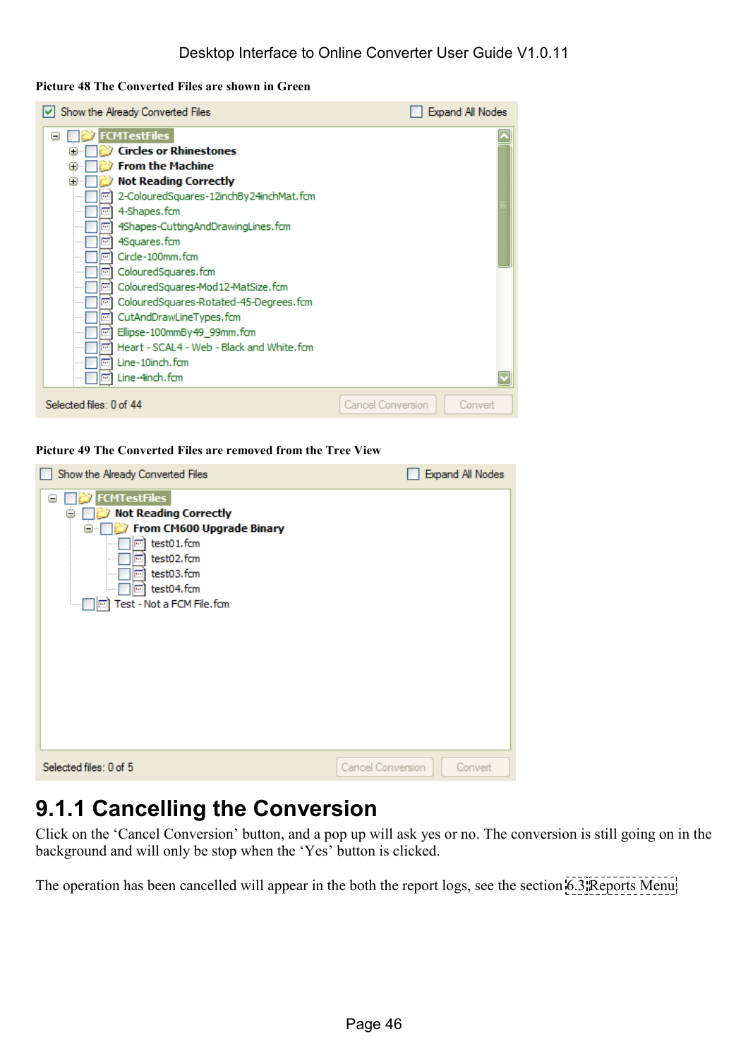**Picture 48 The Converted Files are shown in Green**

**Picture 49 The Converted Files are removed from the Tree View**

# 9.1.1 Cancelling the Conversion

Click on the 'Cancel Conversion' button, and a pop up will ask yes or no. The conversion is still going on in the background and will only be stop when the 'Yes' button is clicked.

The operation has been cancelled will appear in the both the report logs, see the section 6.3 Reports Menu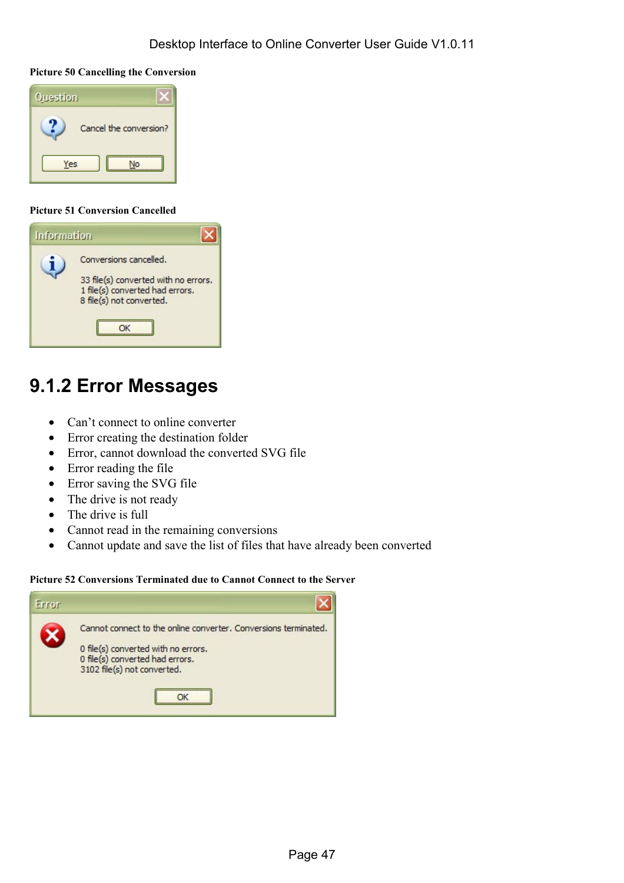**Picture 50 Cancelling the Conversion**

Question

Cancel the conversion?

Yes No

**Picture 51 Conversion Cancelled**

Information

Conversions cancelled.

33 file(s) converted with no errors.
1 file(s) converted had errors.
8 file(s) not converted.

OK

## 9.1.2 Error Messages

- Can't connect to online converter
- Error creating the destination folder
- Error, cannot download the converted SVG file
- Error reading the file
- Error saving the SVG file
- The drive is not ready
- The drive is full
- Cannot read in the remaining conversions
- Cannot update and save the list of files that have already been converted

**Picture 52 Conversions Terminated due to Cannot Connect to the Server**

Error

Cannot connect to the online converter. Conversions terminated.

0 file(s) converted with no errors.
0 file(s) converted had errors.
3102 file(s) not converted.

OK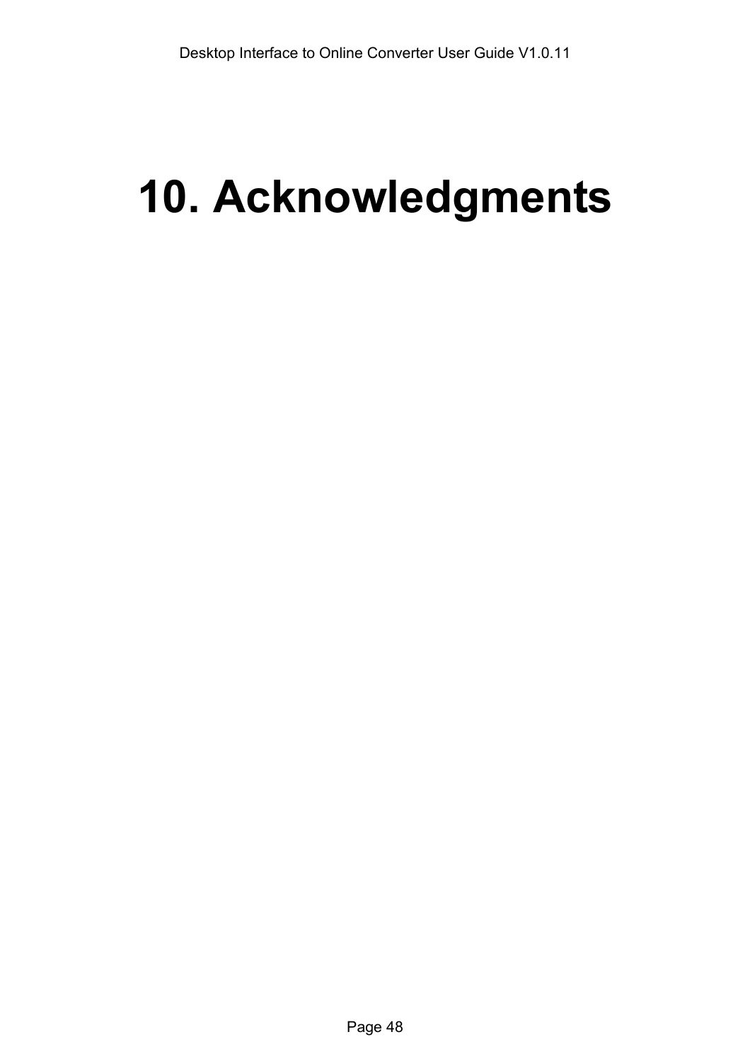# 10. Acknowledgments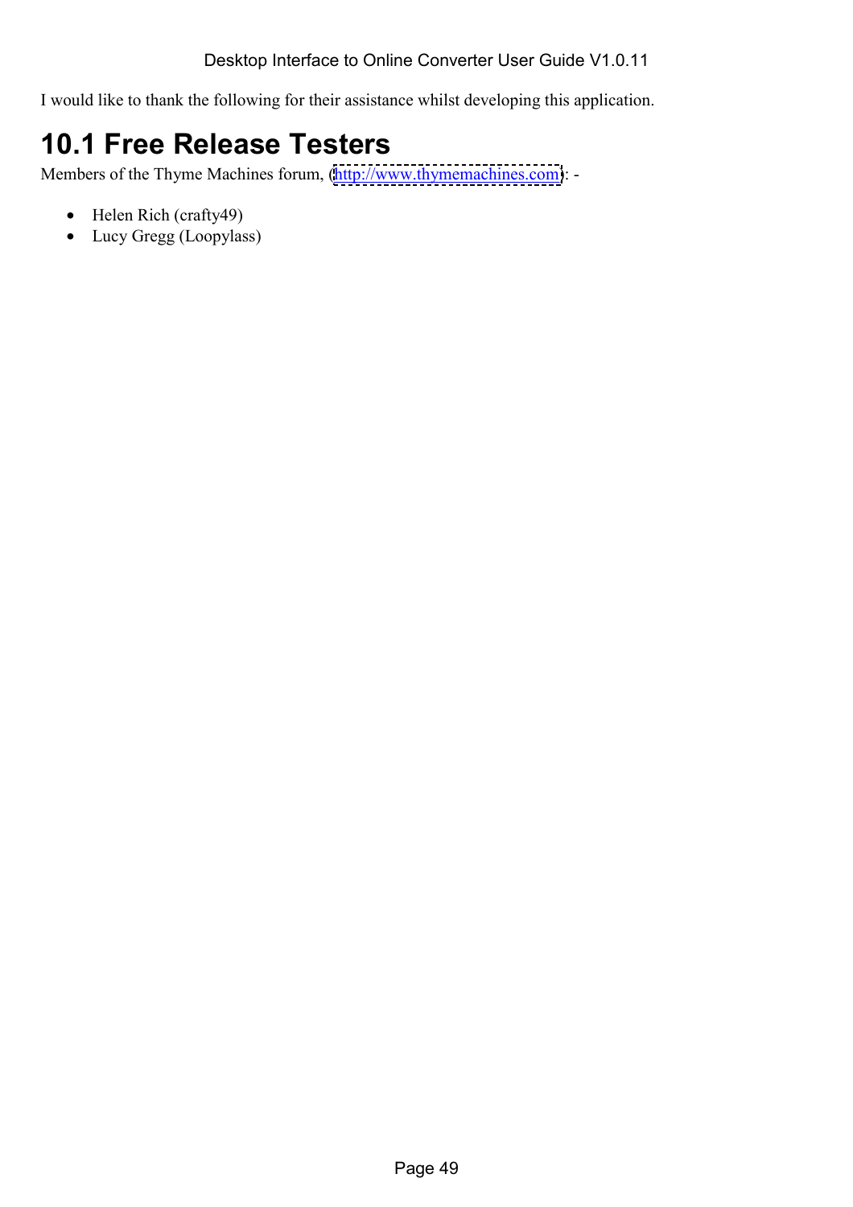I would like to thank the following for their assistance whilst developing this application.

## 10.1 Free Release Testers

Members of the Thyme Machines forum, (http://www.thymemachines.com): -

- Helen Rich (crafty49)
- Lucy Gregg (Loopylass)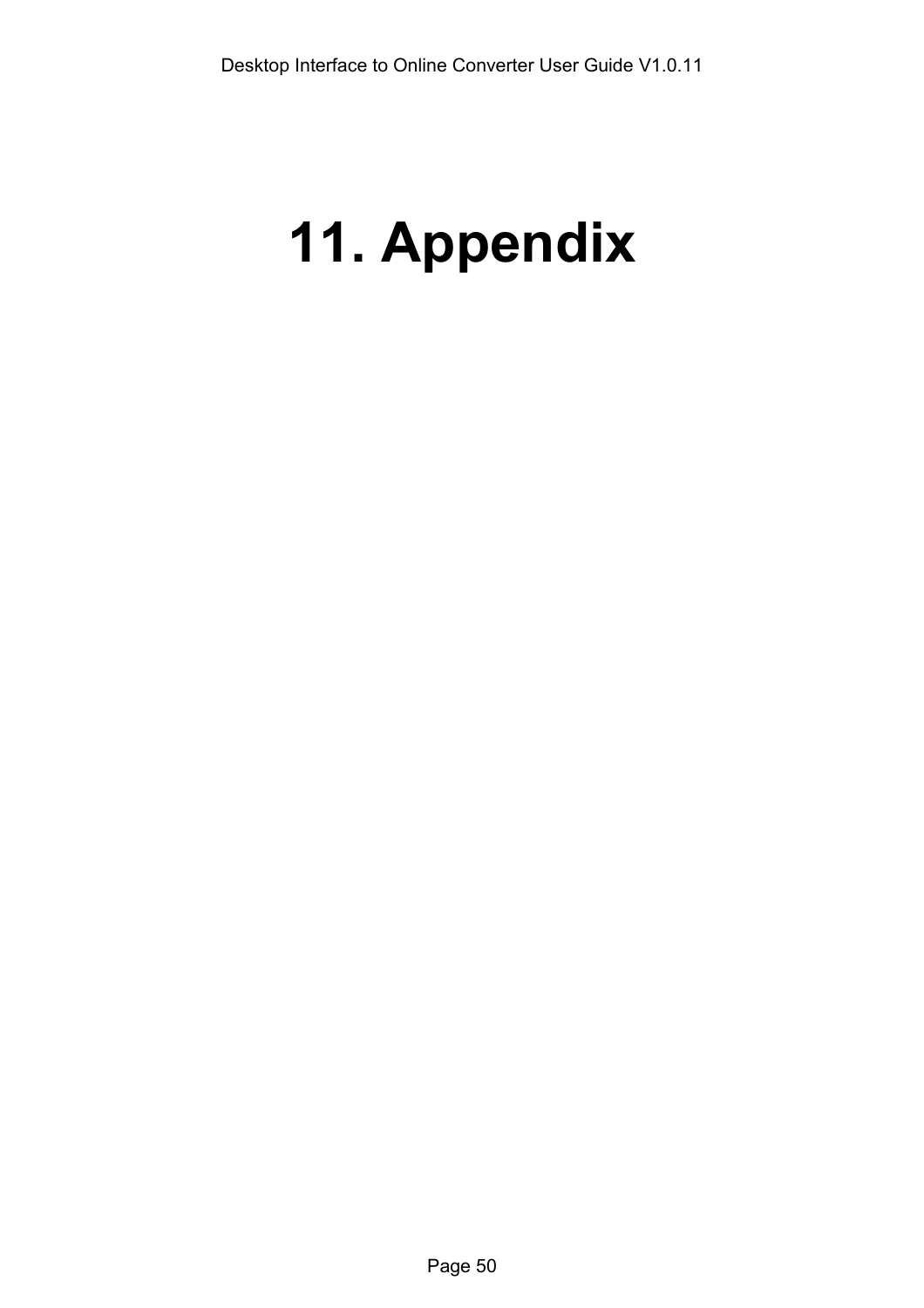# 11. Appendix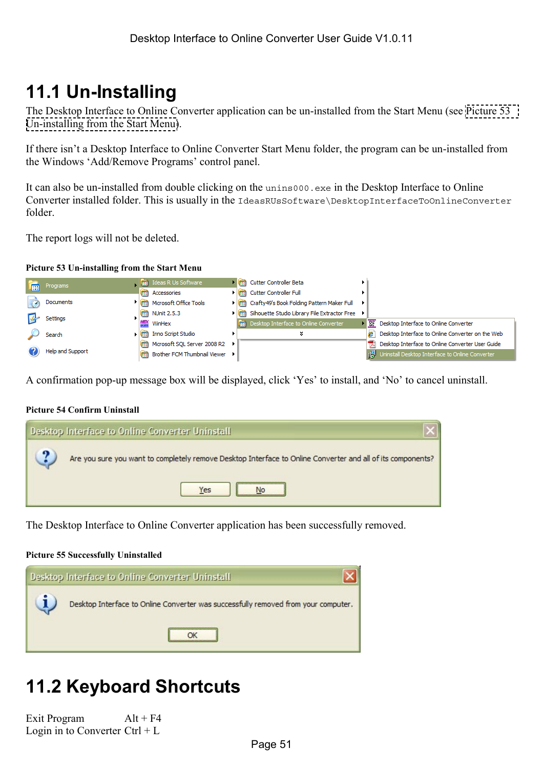# 11.1 Un-Installing

The Desktop Interface to Online Converter application can be un-installed from the Start Menu (see Picture 53 Un-installing from the Start Menu).

If there isn't a Desktop Interface to Online Converter Start Menu folder, the program can be un-installed from the Windows 'Add/Remove Programs' control panel.

It can also be un-installed from double clicking on the `unins000.exe` in the Desktop Interface to Online Converter installed folder. This is usually in the `IdeasRUsSoftware\DesktopInterfaceToOnlineConverter` folder.

The report logs will not be deleted.

**Picture 53 Un-installing from the Start Menu**

A confirmation pop-up message box will be displayed, click 'Yes' to install, and 'No' to cancel uninstall.

**Picture 54 Confirm Uninstall**

The Desktop Interface to Online Converter application has been successfully removed.

**Picture 55 Successfully Uninstalled**

# 11.2 Keyboard Shortcuts

| | |
|---|---|
| Exit Program | Alt + F4 |
| Login in to Converter | Ctrl + L |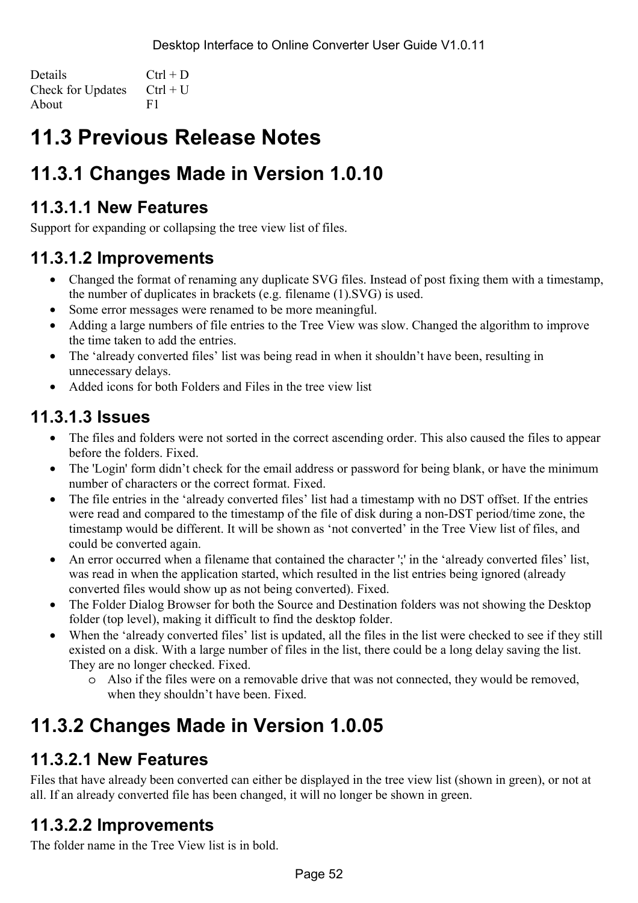| | |
|---|---|
| Details | Ctrl + D |
| Check for Updates | Ctrl + U |
| About | F1 |

# 11.3 Previous Release Notes

## 11.3.1 Changes Made in Version 1.0.10

### 11.3.1.1 New Features

Support for expanding or collapsing the tree view list of files.

### 11.3.1.2 Improvements

- Changed the format of renaming any duplicate SVG files. Instead of post fixing them with a timestamp, the number of duplicates in brackets (e.g. filename (1).SVG) is used.
- Some error messages were renamed to be more meaningful.
- Adding a large numbers of file entries to the Tree View was slow. Changed the algorithm to improve the time taken to add the entries.
- The 'already converted files' list was being read in when it shouldn't have been, resulting in unnecessary delays.
- Added icons for both Folders and Files in the tree view list

### 11.3.1.3 Issues

- The files and folders were not sorted in the correct ascending order. This also caused the files to appear before the folders. Fixed.
- The 'Login' form didn't check for the email address or password for being blank, or have the minimum number of characters or the correct format. Fixed.
- The file entries in the 'already converted files' list had a timestamp with no DST offset. If the entries were read and compared to the timestamp of the file of disk during a non-DST period/time zone, the timestamp would be different. It will be shown as 'not converted' in the Tree View list of files, and could be converted again.
- An error occurred when a filename that contained the character ';' in the 'already converted files' list, was read in when the application started, which resulted in the list entries being ignored (already converted files would show up as not being converted). Fixed.
- The Folder Dialog Browser for both the Source and Destination folders was not showing the Desktop folder (top level), making it difficult to find the desktop folder.
- When the 'already converted files' list is updated, all the files in the list were checked to see if they still existed on a disk. With a large number of files in the list, there could be a long delay saving the list. They are no longer checked. Fixed.
  - Also if the files were on a removable drive that was not connected, they would be removed, when they shouldn't have been. Fixed.

## 11.3.2 Changes Made in Version 1.0.05

### 11.3.2.1 New Features

Files that have already been converted can either be displayed in the tree view list (shown in green), or not at all. If an already converted file has been changed, it will no longer be shown in green.

### 11.3.2.2 Improvements

The folder name in the Tree View list is in bold.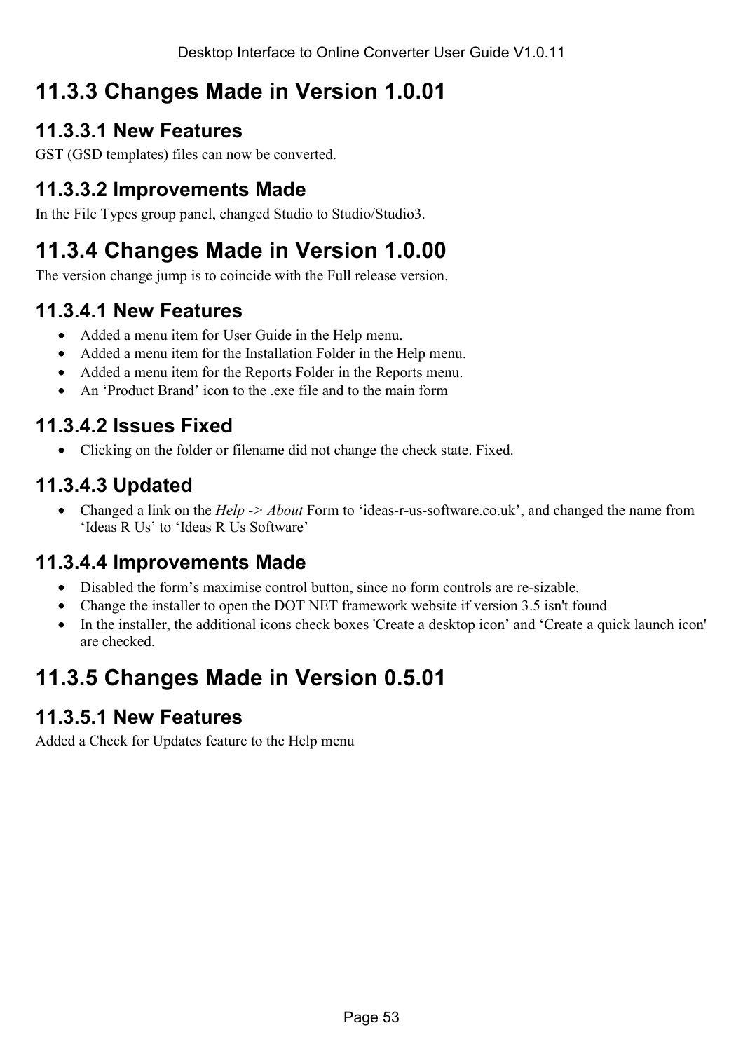## 11.3.3 Changes Made in Version 1.0.01

### 11.3.3.1 New Features

GST (GSD templates) files can now be converted.

### 11.3.3.2 Improvements Made

In the File Types group panel, changed Studio to Studio/Studio3.

## 11.3.4 Changes Made in Version 1.0.00

The version change jump is to coincide with the Full release version.

### 11.3.4.1 New Features

- Added a menu item for User Guide in the Help menu.
- Added a menu item for the Installation Folder in the Help menu.
- Added a menu item for the Reports Folder in the Reports menu.
- An 'Product Brand' icon to the .exe file and to the main form

### 11.3.4.2 Issues Fixed

- Clicking on the folder or filename did not change the check state. Fixed.

### 11.3.4.3 Updated

- Changed a link on the *Help -> About* Form to 'ideas-r-us-software.co.uk', and changed the name from 'Ideas R Us' to 'Ideas R Us Software'

### 11.3.4.4 Improvements Made

- Disabled the form's maximise control button, since no form controls are re-sizable.
- Change the installer to open the DOT NET framework website if version 3.5 isn't found
- In the installer, the additional icons check boxes 'Create a desktop icon' and 'Create a quick launch icon' are checked.

## 11.3.5 Changes Made in Version 0.5.01

### 11.3.5.1 New Features

Added a Check for Updates feature to the Help menu